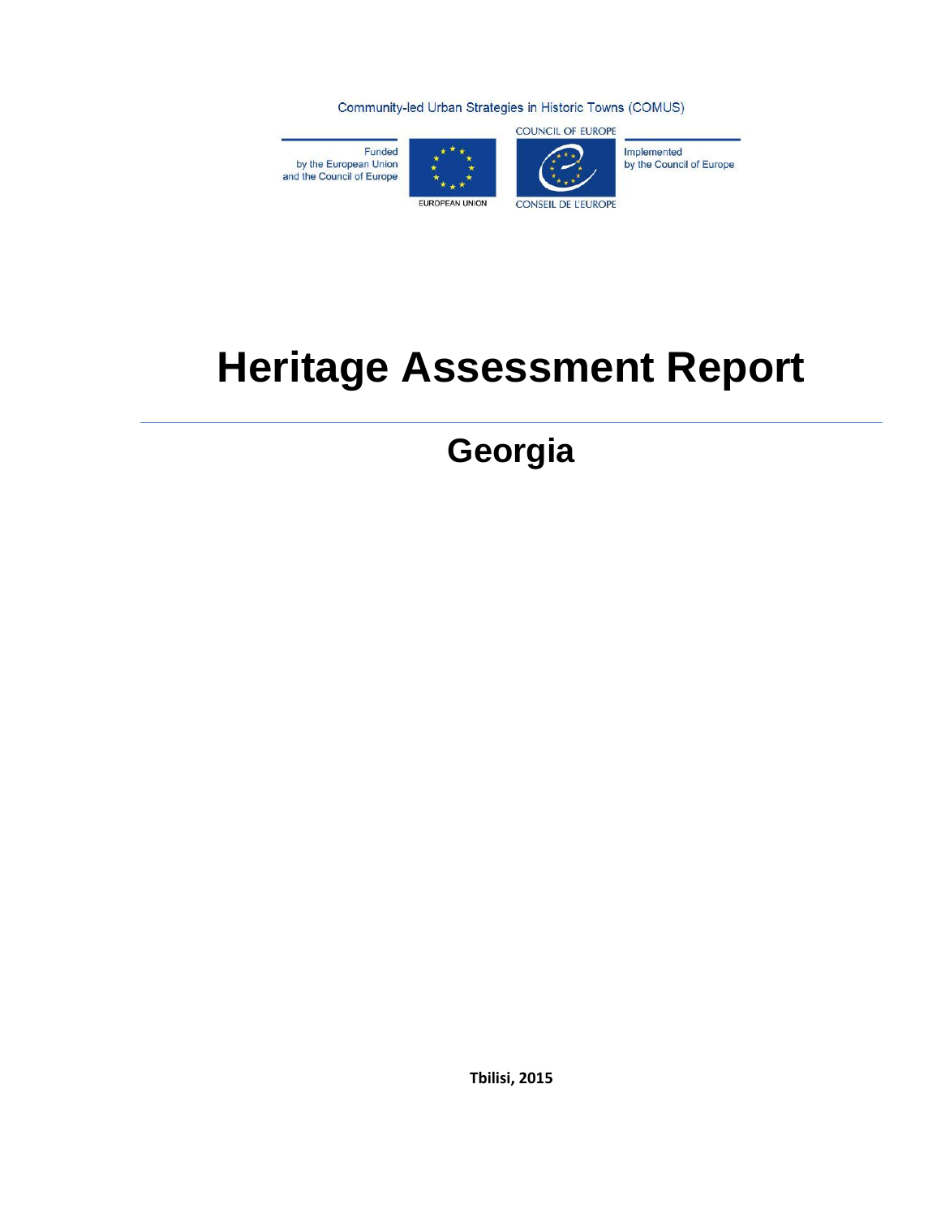Community-led Urban Strategies in Historic Towns (COMUS)

Funded by the European Union and the Council of Europe

EUROPEAN UNION

COUNCIL OF EUROPE

CONSEIL DE L'EUROPE

Implemented by the Council of Europe

# Heritage Assessment Report

## Georgia

**Tbilisi, 2015**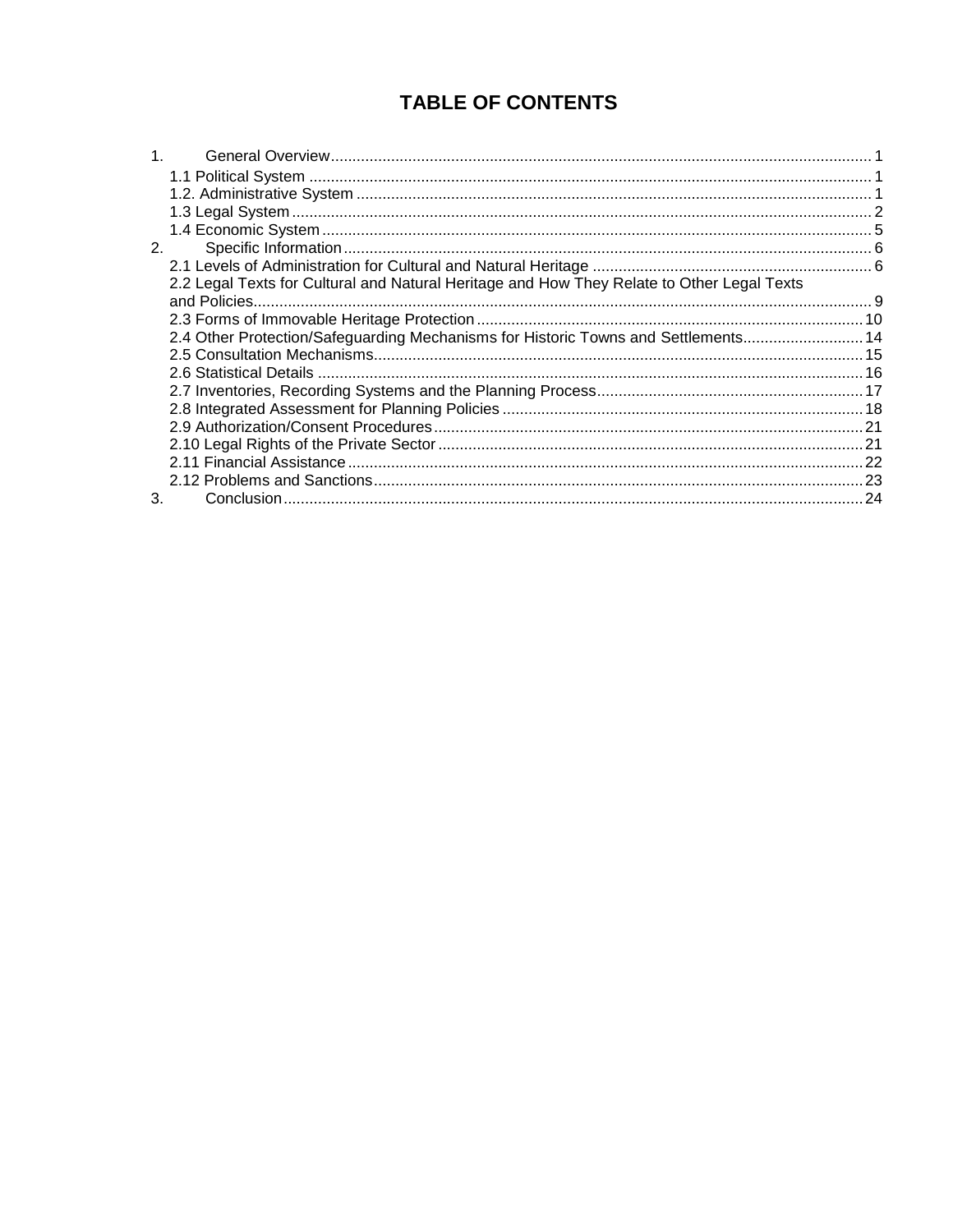# TABLE OF CONTENTS

1. General Overview ............ 1
   - 1.1 Political System ............ 1
   - 1.2. Administrative System ............ 1
   - 1.3 Legal System ............ 2
   - 1.4 Economic System ............ 5
2. Specific Information ............ 6
   - 2.1 Levels of Administration for Cultural and Natural Heritage ............ 6
   - 2.2 Legal Texts for Cultural and Natural Heritage and How They Relate to Other Legal Texts and Policies ............ 9
   - 2.3 Forms of Immovable Heritage Protection ............ 10
   - 2.4 Other Protection/Safeguarding Mechanisms for Historic Towns and Settlements ............ 14
   - 2.5 Consultation Mechanisms ............ 15
   - 2.6 Statistical Details ............ 16
   - 2.7 Inventories, Recording Systems and the Planning Process ............ 17
   - 2.8 Integrated Assessment for Planning Policies ............ 18
   - 2.9 Authorization/Consent Procedures ............ 21
   - 2.10 Legal Rights of the Private Sector ............ 21
   - 2.11 Financial Assistance ............ 22
   - 2.12 Problems and Sanctions ............ 23
3. Conclusion ............ 24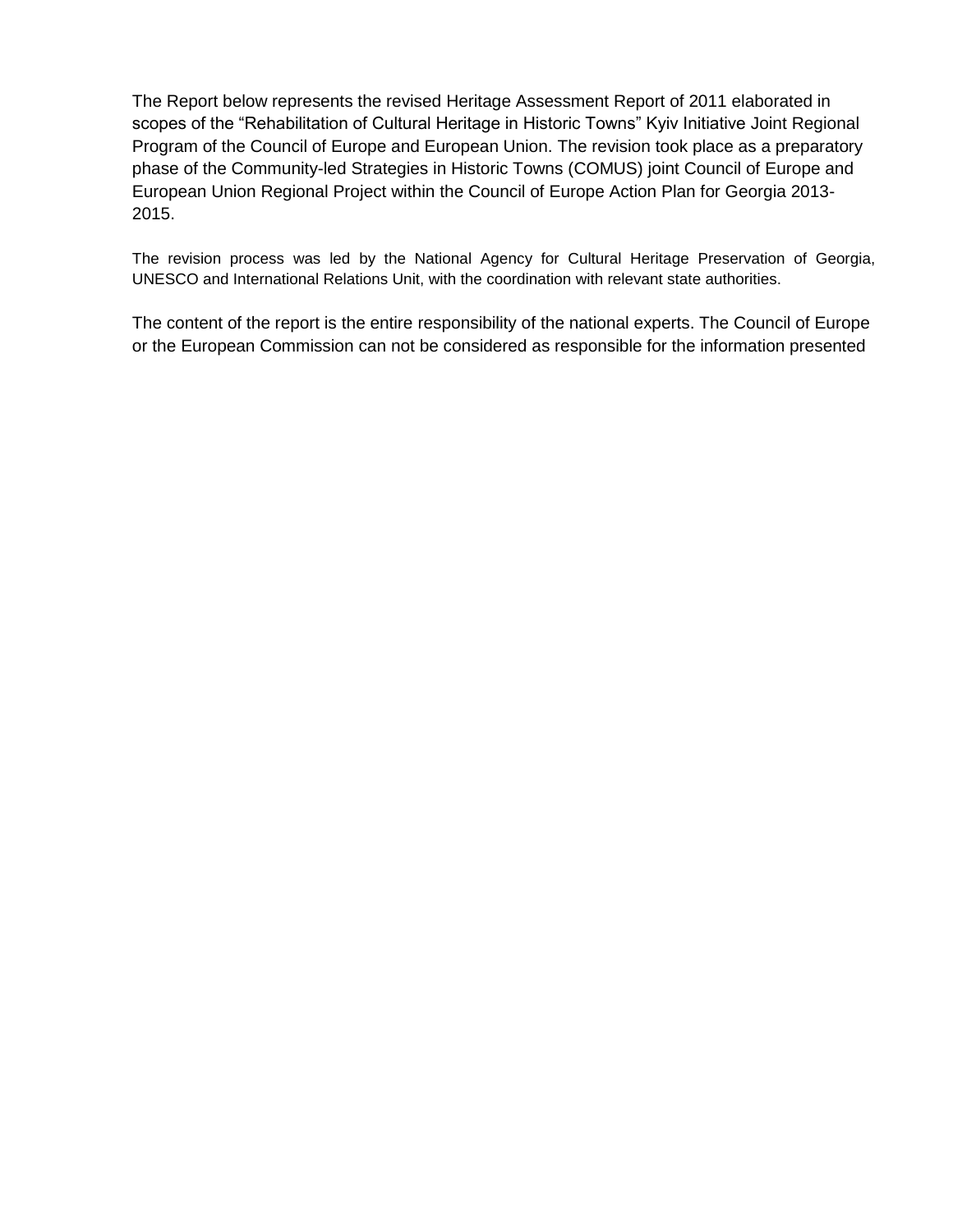The Report below represents the revised Heritage Assessment Report of 2011 elaborated in scopes of the “Rehabilitation of Cultural Heritage in Historic Towns” Kyiv Initiative Joint Regional Program of the Council of Europe and European Union. The revision took place as a preparatory phase of the Community-led Strategies in Historic Towns (COMUS) joint Council of Europe and European Union Regional Project within the Council of Europe Action Plan for Georgia 2013-2015.

The revision process was led by the National Agency for Cultural Heritage Preservation of Georgia, UNESCO and International Relations Unit, with the coordination with relevant state authorities.

The content of the report is the entire responsibility of the national experts. The Council of Europe or the European Commission can not be considered as responsible for the information presented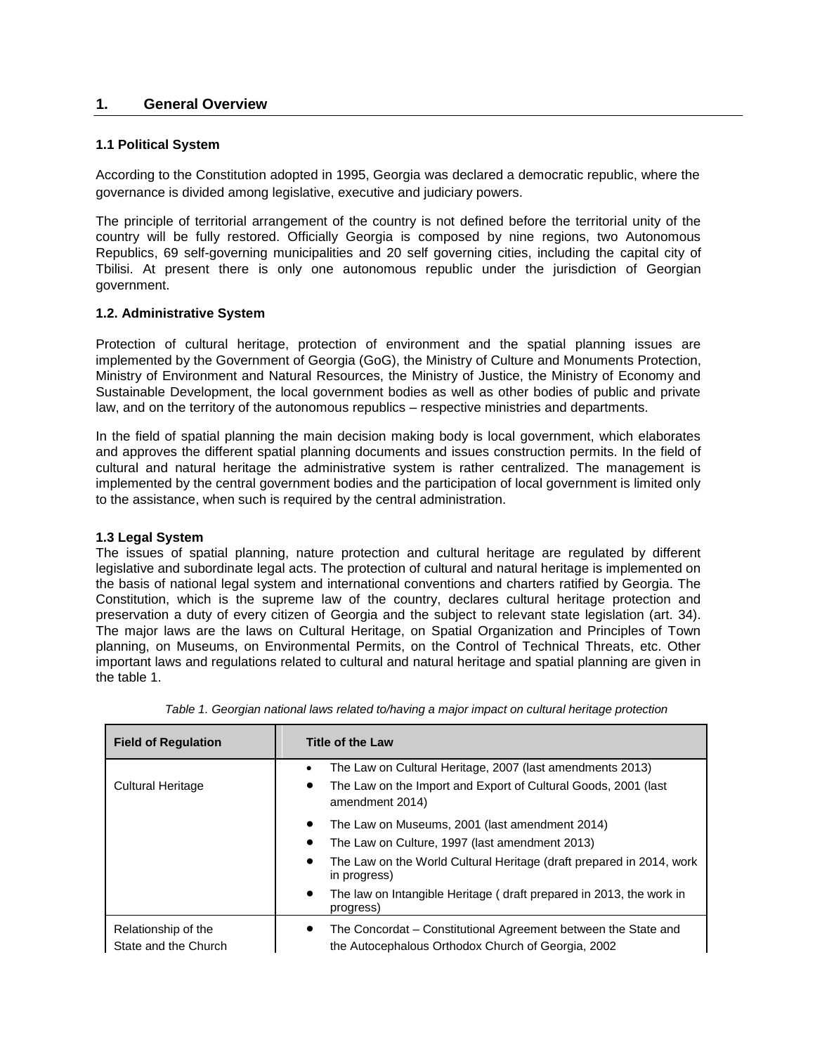## 1. General Overview

### 1.1 Political System

According to the Constitution adopted in 1995, Georgia was declared a democratic republic, where the governance is divided among legislative, executive and judiciary powers.

The principle of territorial arrangement of the country is not defined before the territorial unity of the country will be fully restored. Officially Georgia is composed by nine regions, two Autonomous Republics, 69 self-governing municipalities and 20 self governing cities, including the capital city of Tbilisi. At present there is only one autonomous republic under the jurisdiction of Georgian government.

### 1.2. Administrative System

Protection of cultural heritage, protection of environment and the spatial planning issues are implemented by the Government of Georgia (GoG), the Ministry of Culture and Monuments Protection, Ministry of Environment and Natural Resources, the Ministry of Justice, the Ministry of Economy and Sustainable Development, the local government bodies as well as other bodies of public and private law, and on the territory of the autonomous republics – respective ministries and departments.

In the field of spatial planning the main decision making body is local government, which elaborates and approves the different spatial planning documents and issues construction permits. In the field of cultural and natural heritage the administrative system is rather centralized. The management is implemented by the central government bodies and the participation of local government is limited only to the assistance, when such is required by the central administration.

### 1.3 Legal System

The issues of spatial planning, nature protection and cultural heritage are regulated by different legislative and subordinate legal acts. The protection of cultural and natural heritage is implemented on the basis of national legal system and international conventions and charters ratified by Georgia. The Constitution, which is the supreme law of the country, declares cultural heritage protection and preservation a duty of every citizen of Georgia and the subject to relevant state legislation (art. 34). The major laws are the laws on Cultural Heritage, on Spatial Organization and Principles of Town planning, on Museums, on Environmental Permits, on the Control of Technical Threats, etc. Other important laws and regulations related to cultural and natural heritage and spatial planning are given in the table 1.

*Table 1. Georgian national laws related to/having a major impact on cultural heritage protection*

| Field of Regulation | Title of the Law |
|---|---|
| Cultural Heritage | • The Law on Cultural Heritage, 2007 (last amendments 2013)<br>• The Law on the Import and Export of Cultural Goods, 2001 (last amendment 2014)<br>• The Law on Museums, 2001 (last amendment 2014)<br>• The Law on Culture, 1997 (last amendment 2013)<br>• The Law on the World Cultural Heritage (draft prepared in 2014, work in progress)<br>• The law on Intangible Heritage ( draft prepared in 2013, the work in progress) |
| Relationship of the State and the Church | • The Concordat – Constitutional Agreement between the State and the Autocephalous Orthodox Church of Georgia, 2002 |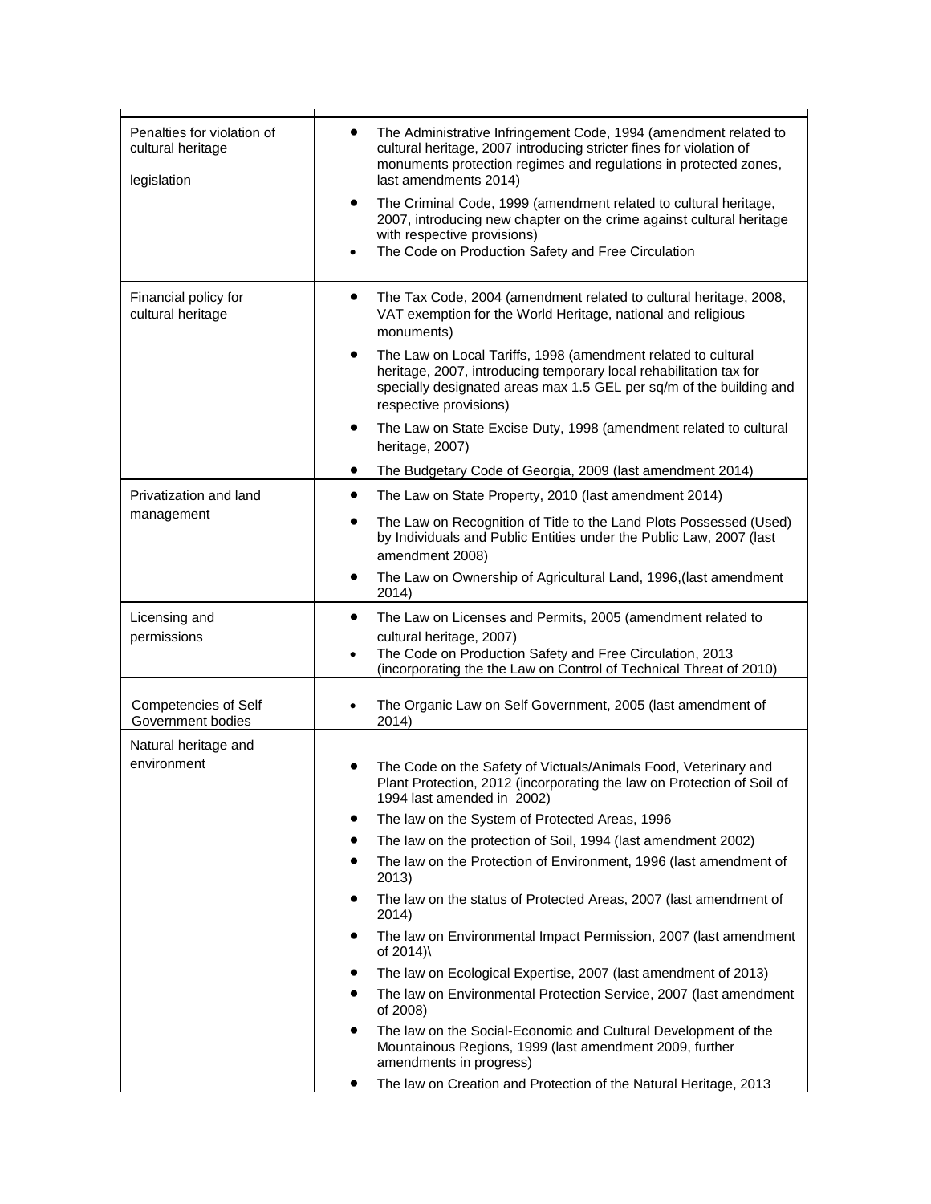| | |
|---|---|
| Penalties for violation of cultural heritage legislation | • The Administrative Infringement Code, 1994 (amendment related to cultural heritage, 2007 introducing stricter fines for violation of monuments protection regimes and regulations in protected zones, last amendments 2014)<br>• The Criminal Code, 1999 (amendment related to cultural heritage, 2007, introducing new chapter on the crime against cultural heritage with respective provisions)<br>• The Code on Production Safety and Free Circulation |
| Financial policy for cultural heritage | • The Tax Code, 2004 (amendment related to cultural heritage, 2008, VAT exemption for the World Heritage, national and religious monuments)<br>• The Law on Local Tariffs, 1998 (amendment related to cultural heritage, 2007, introducing temporary local rehabilitation tax for specially designated areas max 1.5 GEL per sq/m of the building and respective provisions)<br>• The Law on State Excise Duty, 1998 (amendment related to cultural heritage, 2007)<br>• The Budgetary Code of Georgia, 2009 (last amendment 2014) |
| Privatization and land management | • The Law on State Property, 2010 (last amendment 2014)<br>• The Law on Recognition of Title to the Land Plots Possessed (Used) by Individuals and Public Entities under the Public Law, 2007 (last amendment 2008)<br>• The Law on Ownership of Agricultural Land, 1996,(last amendment 2014) |
| Licensing and permissions | • The Law on Licenses and Permits, 2005 (amendment related to cultural heritage, 2007)<br>• The Code on Production Safety and Free Circulation, 2013 (incorporating the the Law on Control of Technical Threat of 2010) |
| Competencies of Self Government bodies | • The Organic Law on Self Government, 2005 (last amendment of 2014) |
| Natural heritage and environment | • The Code on the Safety of Victuals/Animals Food, Veterinary and Plant Protection, 2012 (incorporating the law on Protection of Soil of 1994 last amended in 2002)<br>• The law on the System of Protected Areas, 1996<br>• The law on the protection of Soil, 1994 (last amendment 2002)<br>• The law on the Protection of Environment, 1996 (last amendment of 2013)<br>• The law on the status of Protected Areas, 2007 (last amendment of 2014)<br>• The law on Environmental Impact Permission, 2007 (last amendment of 2014)\<br>• The law on Ecological Expertise, 2007 (last amendment of 2013)<br>• The law on Environmental Protection Service, 2007 (last amendment of 2008)<br>• The law on the Social-Economic and Cultural Development of the Mountainous Regions, 1999 (last amendment 2009, further amendments in progress)<br>• The law on Creation and Protection of the Natural Heritage, 2013 |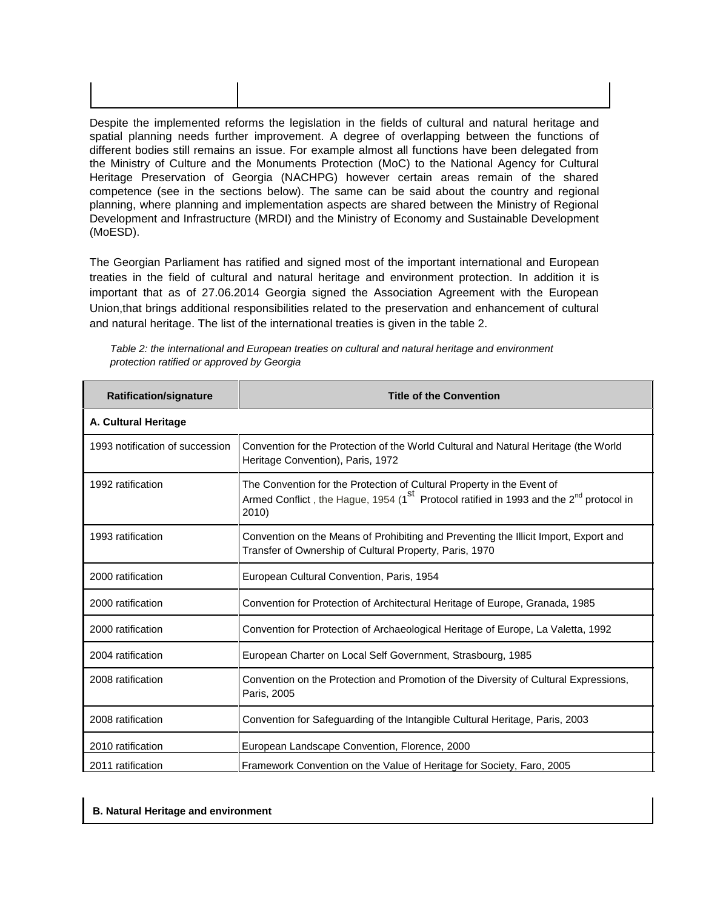| | |
|---|---|
| | |

Despite the implemented reforms the legislation in the fields of cultural and natural heritage and spatial planning needs further improvement. A degree of overlapping between the functions of different bodies still remains an issue. For example almost all functions have been delegated from the Ministry of Culture and the Monuments Protection (MoC) to the National Agency for Cultural Heritage Preservation of Georgia (NACHPG) however certain areas remain of the shared competence (see in the sections below). The same can be said about the country and regional planning, where planning and implementation aspects are shared between the Ministry of Regional Development and Infrastructure (MRDI) and the Ministry of Economy and Sustainable Development (MoESD).

The Georgian Parliament has ratified and signed most of the important international and European treaties in the field of cultural and natural heritage and environment protection. In addition it is important that as of 27.06.2014 Georgia signed the Association Agreement with the European Union,that brings additional responsibilities related to the preservation and enhancement of cultural and natural heritage. The list of the international treaties is given in the table 2.

*Table 2: the international and European treaties on cultural and natural heritage and environment protection ratified or approved by Georgia*

| Ratification/signature | Title of the Convention |
|---|---|
| **A. Cultural Heritage** | |
| 1993 notification of succession | Convention for the Protection of the World Cultural and Natural Heritage (the World Heritage Convention), Paris, 1972 |
| 1992 ratification | The Convention for the Protection of Cultural Property in the Event of Armed Conflict , the Hague, 1954 (1st Protocol ratified in 1993 and the 2nd protocol in 2010) |
| 1993 ratification | Convention on the Means of Prohibiting and Preventing the Illicit Import, Export and Transfer of Ownership of Cultural Property, Paris, 1970 |
| 2000 ratification | European Cultural Convention, Paris, 1954 |
| 2000 ratification | Convention for Protection of Architectural Heritage of Europe, Granada, 1985 |
| 2000 ratification | Convention for Protection of Archaeological Heritage of Europe, La Valetta, 1992 |
| 2004 ratification | European Charter on Local Self Government, Strasbourg, 1985 |
| 2008 ratification | Convention on the Protection and Promotion of the Diversity of Cultural Expressions, Paris, 2005 |
| 2008 ratification | Convention for Safeguarding of the Intangible Cultural Heritage, Paris, 2003 |
| 2010 ratification | European Landscape Convention, Florence, 2000 |
| 2011 ratification | Framework Convention on the Value of Heritage for Society, Faro, 2005 |
| **B. Natural Heritage and environment** | |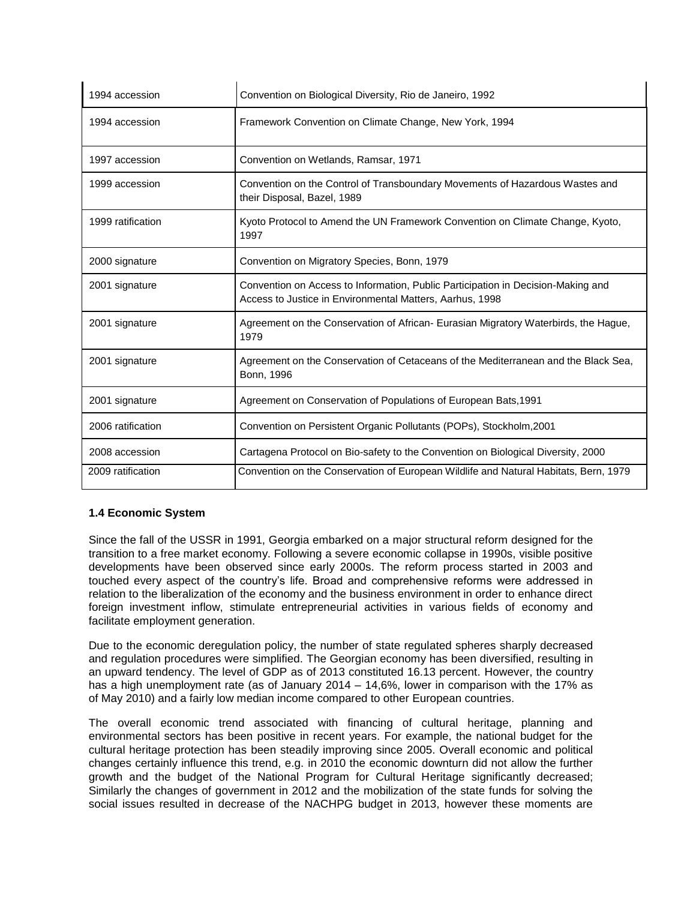| | |
|---|---|
| 1994 accession | Convention on Biological Diversity, Rio de Janeiro, 1992 |
| 1994 accession | Framework Convention on Climate Change, New York, 1994 |
| 1997 accession | Convention on Wetlands, Ramsar, 1971 |
| 1999 accession | Convention on the Control of Transboundary Movements of Hazardous Wastes and their Disposal, Bazel, 1989 |
| 1999 ratification | Kyoto Protocol to Amend the UN Framework Convention on Climate Change, Kyoto, 1997 |
| 2000 signature | Convention on Migratory Species, Bonn, 1979 |
| 2001 signature | Convention on Access to Information, Public Participation in Decision-Making and Access to Justice in Environmental Matters, Aarhus, 1998 |
| 2001 signature | Agreement on the Conservation of African- Eurasian Migratory Waterbirds, the Hague, 1979 |
| 2001 signature | Agreement on the Conservation of Cetaceans of the Mediterranean and the Black Sea, Bonn, 1996 |
| 2001 signature | Agreement on Conservation of Populations of European Bats,1991 |
| 2006 ratification | Convention on Persistent Organic Pollutants (POPs), Stockholm,2001 |
| 2008 accession | Cartagena Protocol on Bio-safety to the Convention on Biological Diversity, 2000 |
| 2009 ratification | Convention on the Conservation of European Wildlife and Natural Habitats, Bern, 1979 |

### 1.4 Economic System

Since the fall of the USSR in 1991, Georgia embarked on a major structural reform designed for the transition to a free market economy. Following a severe economic collapse in 1990s, visible positive developments have been observed since early 2000s. The reform process started in 2003 and touched every aspect of the country's life. Broad and comprehensive reforms were addressed in relation to the liberalization of the economy and the business environment in order to enhance direct foreign investment inflow, stimulate entrepreneurial activities in various fields of economy and facilitate employment generation.

Due to the economic deregulation policy, the number of state regulated spheres sharply decreased and regulation procedures were simplified. The Georgian economy has been diversified, resulting in an upward tendency. The level of GDP as of 2013 constituted 16.13 percent. However, the country has a high unemployment rate (as of January 2014 – 14,6%, lower in comparison with the 17% as of May 2010) and a fairly low median income compared to other European countries.

The overall economic trend associated with financing of cultural heritage, planning and environmental sectors has been positive in recent years. For example, the national budget for the cultural heritage protection has been steadily improving since 2005. Overall economic and political changes certainly influence this trend, e.g. in 2010 the economic downturn did not allow the further growth and the budget of the National Program for Cultural Heritage significantly decreased; Similarly the changes of government in 2012 and the mobilization of the state funds for solving the social issues resulted in decrease of the NACHPG budget in 2013, however these moments are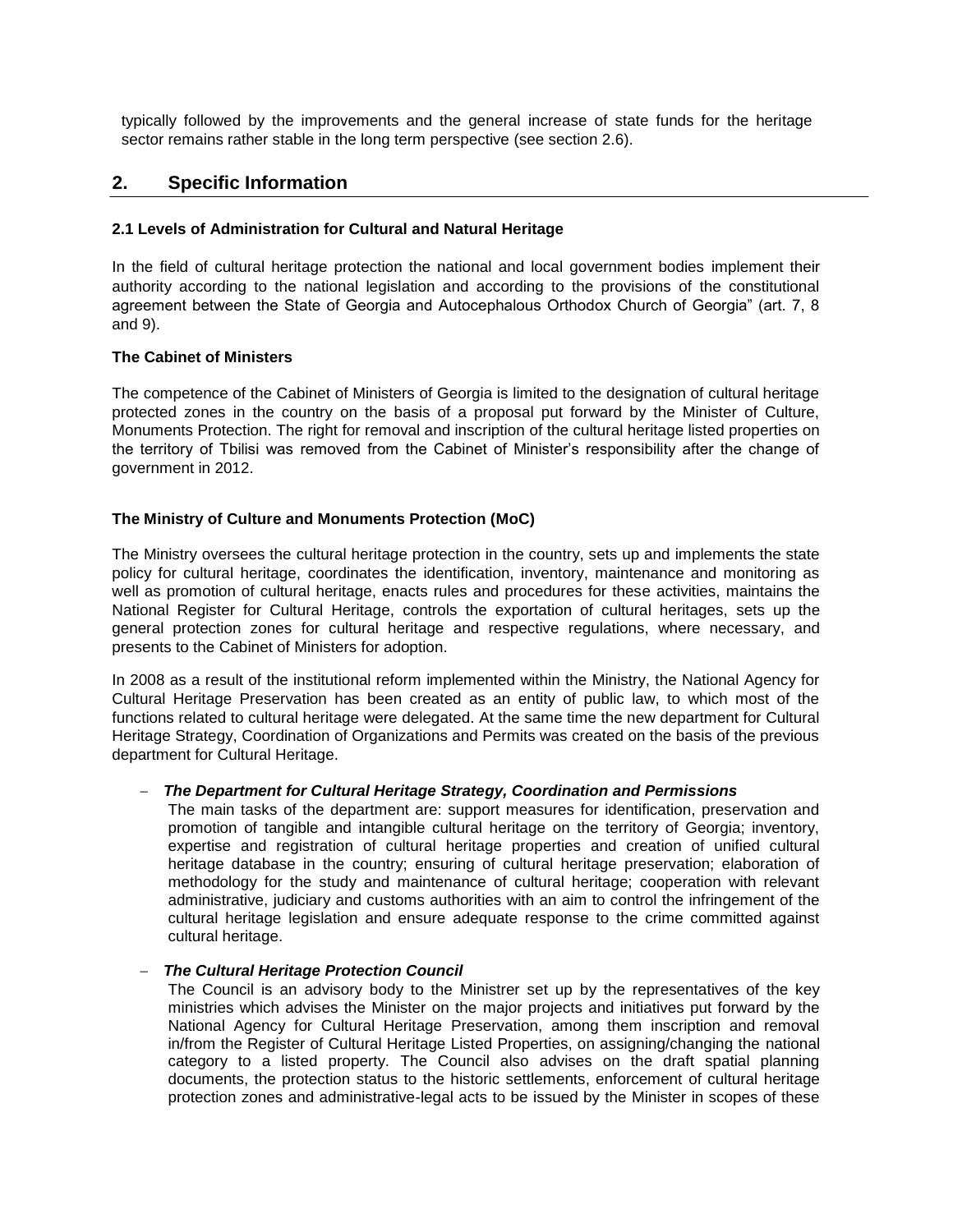typically followed by the improvements and the general increase of state funds for the heritage sector remains rather stable in the long term perspective (see section 2.6).

## 2. Specific Information

### 2.1 Levels of Administration for Cultural and Natural Heritage

In the field of cultural heritage protection the national and local government bodies implement their authority according to the national legislation and according to the provisions of the constitutional agreement between the State of Georgia and Autocephalous Orthodox Church of Georgia" (art. 7, 8 and 9).

**The Cabinet of Ministers**

The competence of the Cabinet of Ministers of Georgia is limited to the designation of cultural heritage protected zones in the country on the basis of a proposal put forward by the Minister of Culture, Monuments Protection. The right for removal and inscription of the cultural heritage listed properties on the territory of Tbilisi was removed from the Cabinet of Minister's responsibility after the change of government in 2012.

**The Ministry of Culture and Monuments Protection (MoC)**

The Ministry oversees the cultural heritage protection in the country, sets up and implements the state policy for cultural heritage, coordinates the identification, inventory, maintenance and monitoring as well as promotion of cultural heritage, enacts rules and procedures for these activities, maintains the National Register for Cultural Heritage, controls the exportation of cultural heritages, sets up the general protection zones for cultural heritage and respective regulations, where necessary, and presents to the Cabinet of Ministers for adoption.

In 2008 as a result of the institutional reform implemented within the Ministry, the National Agency for Cultural Heritage Preservation has been created as an entity of public law, to which most of the functions related to cultural heritage were delegated. At the same time the new department for Cultural Heritage Strategy, Coordination of Organizations and Permits was created on the basis of the previous department for Cultural Heritage.

- ***The Department for Cultural Heritage Strategy, Coordination and Permissions***
  The main tasks of the department are: support measures for identification, preservation and promotion of tangible and intangible cultural heritage on the territory of Georgia; inventory, expertise and registration of cultural heritage properties and creation of unified cultural heritage database in the country; ensuring of cultural heritage preservation; elaboration of methodology for the study and maintenance of cultural heritage; cooperation with relevant administrative, judiciary and customs authorities with an aim to control the infringement of the cultural heritage legislation and ensure adequate response to the crime committed against cultural heritage.

- ***The Cultural Heritage Protection Council***
  The Council is an advisory body to the Ministrer set up by the representatives of the key ministries which advises the Minister on the major projects and initiatives put forward by the National Agency for Cultural Heritage Preservation, among them inscription and removal in/from the Register of Cultural Heritage Listed Properties, on assigning/changing the national category to a listed property. The Council also advises on the draft spatial planning documents, the protection status to the historic settlements, enforcement of cultural heritage protection zones and administrative-legal acts to be issued by the Minister in scopes of these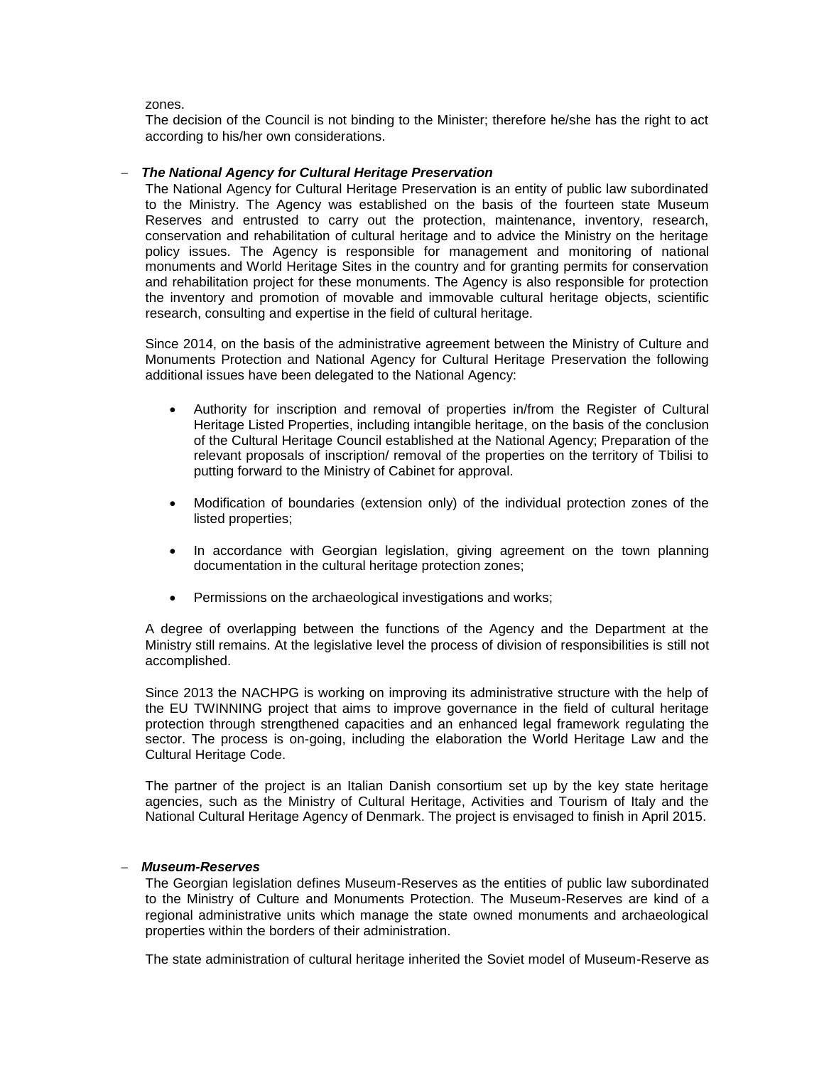zones.

The decision of the Council is not binding to the Minister; therefore he/she has the right to act according to his/her own considerations.

- ***The National Agency for Cultural Heritage Preservation***

  The National Agency for Cultural Heritage Preservation is an entity of public law subordinated to the Ministry. The Agency was established on the basis of the fourteen state Museum Reserves and entrusted to carry out the protection, maintenance, inventory, research, conservation and rehabilitation of cultural heritage and to advice the Ministry on the heritage policy issues. The Agency is responsible for management and monitoring of national monuments and World Heritage Sites in the country and for granting permits for conservation and rehabilitation project for these monuments. The Agency is also responsible for protection the inventory and promotion of movable and immovable cultural heritage objects, scientific research, consulting and expertise in the field of cultural heritage.

  Since 2014, on the basis of the administrative agreement between the Ministry of Culture and Monuments Protection and National Agency for Cultural Heritage Preservation the following additional issues have been delegated to the National Agency:

  - Authority for inscription and removal of properties in/from the Register of Cultural Heritage Listed Properties, including intangible heritage, on the basis of the conclusion of the Cultural Heritage Council established at the National Agency; Preparation of the relevant proposals of inscription/ removal of the properties on the territory of Tbilisi to putting forward to the Ministry of Cabinet for approval.

  - Modification of boundaries (extension only) of the individual protection zones of the listed properties;

  - In accordance with Georgian legislation, giving agreement on the town planning documentation in the cultural heritage protection zones;

  - Permissions on the archaeological investigations and works;

  A degree of overlapping between the functions of the Agency and the Department at the Ministry still remains. At the legislative level the process of division of responsibilities is still not accomplished.

  Since 2013 the NACHPG is working on improving its administrative structure with the help of the EU TWINNING project that aims to improve governance in the field of cultural heritage protection through strengthened capacities and an enhanced legal framework regulating the sector. The process is on-going, including the elaboration the World Heritage Law and the Cultural Heritage Code.

  The partner of the project is an Italian Danish consortium set up by the key state heritage agencies, such as the Ministry of Cultural Heritage, Activities and Tourism of Italy and the National Cultural Heritage Agency of Denmark. The project is envisaged to finish in April 2015.

- ***Museum-Reserves***

  The Georgian legislation defines Museum-Reserves as the entities of public law subordinated to the Ministry of Culture and Monuments Protection. The Museum-Reserves are kind of a regional administrative units which manage the state owned monuments and archaeological properties within the borders of their administration.

  The state administration of cultural heritage inherited the Soviet model of Museum-Reserve as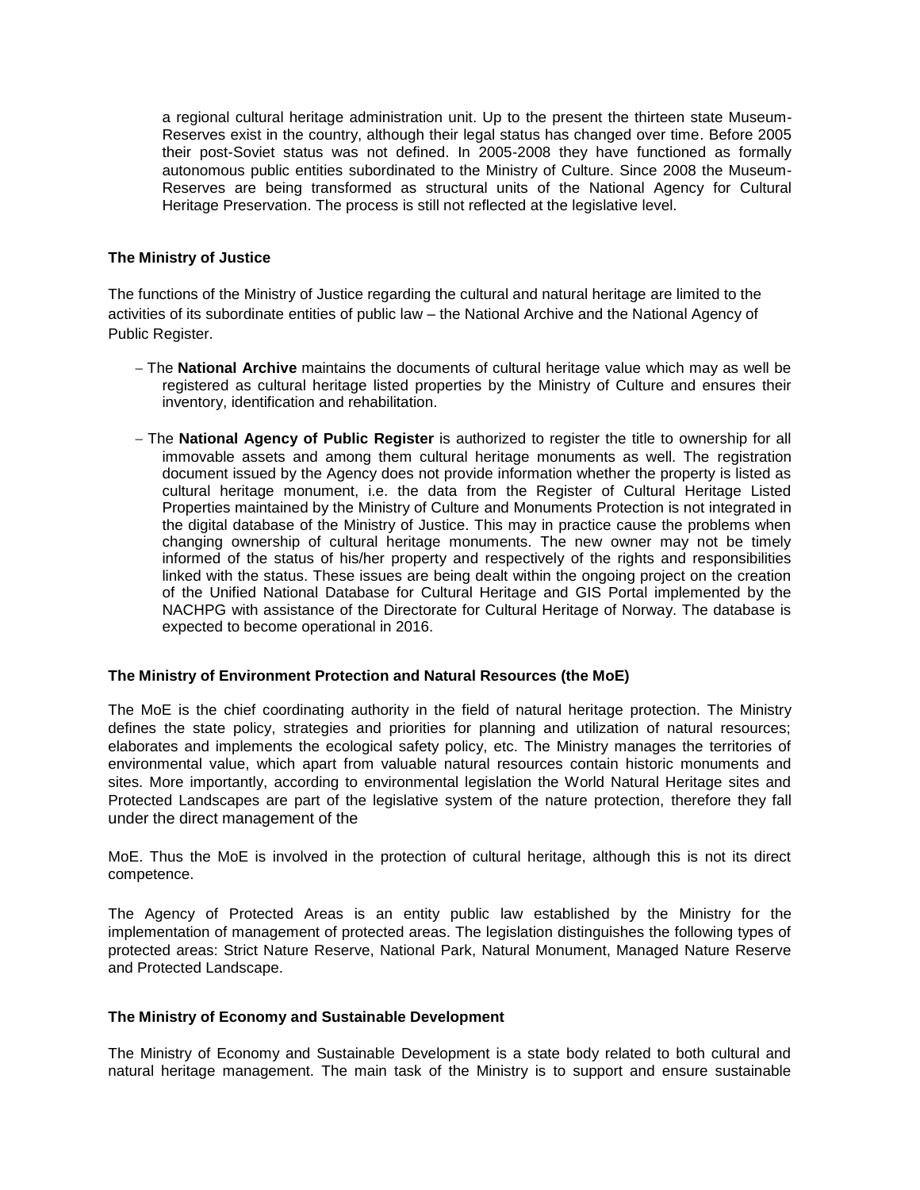a regional cultural heritage administration unit. Up to the present the thirteen state Museum-Reserves exist in the country, although their legal status has changed over time. Before 2005 their post-Soviet status was not defined. In 2005-2008 they have functioned as formally autonomous public entities subordinated to the Ministry of Culture. Since 2008 the Museum-Reserves are being transformed as structural units of the National Agency for Cultural Heritage Preservation. The process is still not reflected at the legislative level.

**The Ministry of Justice**

The functions of the Ministry of Justice regarding the cultural and natural heritage are limited to the activities of its subordinate entities of public law – the National Archive and the National Agency of Public Register.

- The **National Archive** maintains the documents of cultural heritage value which may as well be registered as cultural heritage listed properties by the Ministry of Culture and ensures their inventory, identification and rehabilitation.
- The **National Agency of Public Register** is authorized to register the title to ownership for all immovable assets and among them cultural heritage monuments as well. The registration document issued by the Agency does not provide information whether the property is listed as cultural heritage monument, i.e. the data from the Register of Cultural Heritage Listed Properties maintained by the Ministry of Culture and Monuments Protection is not integrated in the digital database of the Ministry of Justice. This may in practice cause the problems when changing ownership of cultural heritage monuments. The new owner may not be timely informed of the status of his/her property and respectively of the rights and responsibilities linked with the status. These issues are being dealt within the ongoing project on the creation of the Unified National Database for Cultural Heritage and GIS Portal implemented by the NACHPG with assistance of the Directorate for Cultural Heritage of Norway. The database is expected to become operational in 2016.

**The Ministry of Environment Protection and Natural Resources (the MoE)**

The MoE is the chief coordinating authority in the field of natural heritage protection. The Ministry defines the state policy, strategies and priorities for planning and utilization of natural resources; elaborates and implements the ecological safety policy, etc. The Ministry manages the territories of environmental value, which apart from valuable natural resources contain historic monuments and sites. More importantly, according to environmental legislation the World Natural Heritage sites and Protected Landscapes are part of the legislative system of the nature protection, therefore they fall under the direct management of the MoE. Thus the MoE is involved in the protection of cultural heritage, although this is not its direct competence.

The Agency of Protected Areas is an entity public law established by the Ministry for the implementation of management of protected areas. The legislation distinguishes the following types of protected areas: Strict Nature Reserve, National Park, Natural Monument, Managed Nature Reserve and Protected Landscape.

**The Ministry of Economy and Sustainable Development**

The Ministry of Economy and Sustainable Development is a state body related to both cultural and natural heritage management. The main task of the Ministry is to support and ensure sustainable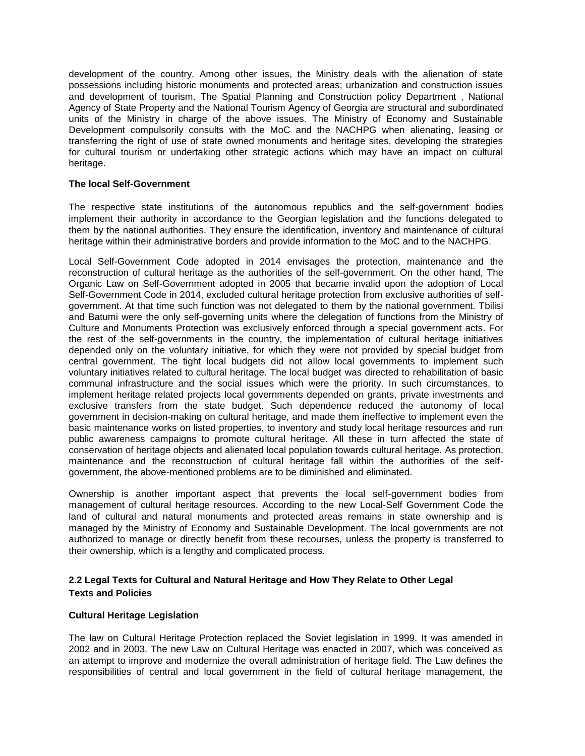development of the country. Among other issues, the Ministry deals with the alienation of state possessions including historic monuments and protected areas; urbanization and construction issues and development of tourism. The Spatial Planning and Construction policy Department , National Agency of State Property and the National Tourism Agency of Georgia are structural and subordinated units of the Ministry in charge of the above issues. The Ministry of Economy and Sustainable Development compulsorily consults with the MoC and the NACHPG when alienating, leasing or transferring the right of use of state owned monuments and heritage sites, developing the strategies for cultural tourism or undertaking other strategic actions which may have an impact on cultural heritage.

**The local Self-Government**

The respective state institutions of the autonomous republics and the self-government bodies implement their authority in accordance to the Georgian legislation and the functions delegated to them by the national authorities. They ensure the identification, inventory and maintenance of cultural heritage within their administrative borders and provide information to the MoC and to the NACHPG.

Local Self-Government Code adopted in 2014 envisages the protection, maintenance and the reconstruction of cultural heritage as the authorities of the self-government. On the other hand, The Organic Law on Self-Government adopted in 2005 that became invalid upon the adoption of Local Self-Government Code in 2014, excluded cultural heritage protection from exclusive authorities of self-government. At that time such function was not delegated to them by the national government. Tbilisi and Batumi were the only self-governing units where the delegation of functions from the Ministry of Culture and Monuments Protection was exclusively enforced through a special government acts. For the rest of the self-governments in the country, the implementation of cultural heritage initiatives depended only on the voluntary initiative, for which they were not provided by special budget from central government. The tight local budgets did not allow local governments to implement such voluntary initiatives related to cultural heritage. The local budget was directed to rehabilitation of basic communal infrastructure and the social issues which were the priority. In such circumstances, to implement heritage related projects local governments depended on grants, private investments and exclusive transfers from the state budget. Such dependence reduced the autonomy of local government in decision-making on cultural heritage, and made them ineffective to implement even the basic maintenance works on listed properties, to inventory and study local heritage resources and run public awareness campaigns to promote cultural heritage. All these in turn affected the state of conservation of heritage objects and alienated local population towards cultural heritage. As protection, maintenance and the reconstruction of cultural heritage fall within the authorities of the self-government, the above-mentioned problems are to be diminished and eliminated.

Ownership is another important aspect that prevents the local self-government bodies from management of cultural heritage resources. According to the new Local-Self Government Code the land of cultural and natural monuments and protected areas remains in state ownership and is managed by the Ministry of Economy and Sustainable Development. The local governments are not authorized to manage or directly benefit from these recourses, unless the property is transferred to their ownership, which is a lengthy and complicated process.

### 2.2 Legal Texts for Cultural and Natural Heritage and How They Relate to Other Legal Texts and Policies

**Cultural Heritage Legislation**

The law on Cultural Heritage Protection replaced the Soviet legislation in 1999. It was amended in 2002 and in 2003. The new Law on Cultural Heritage was enacted in 2007, which was conceived as an attempt to improve and modernize the overall administration of heritage field. The Law defines the responsibilities of central and local government in the field of cultural heritage management, the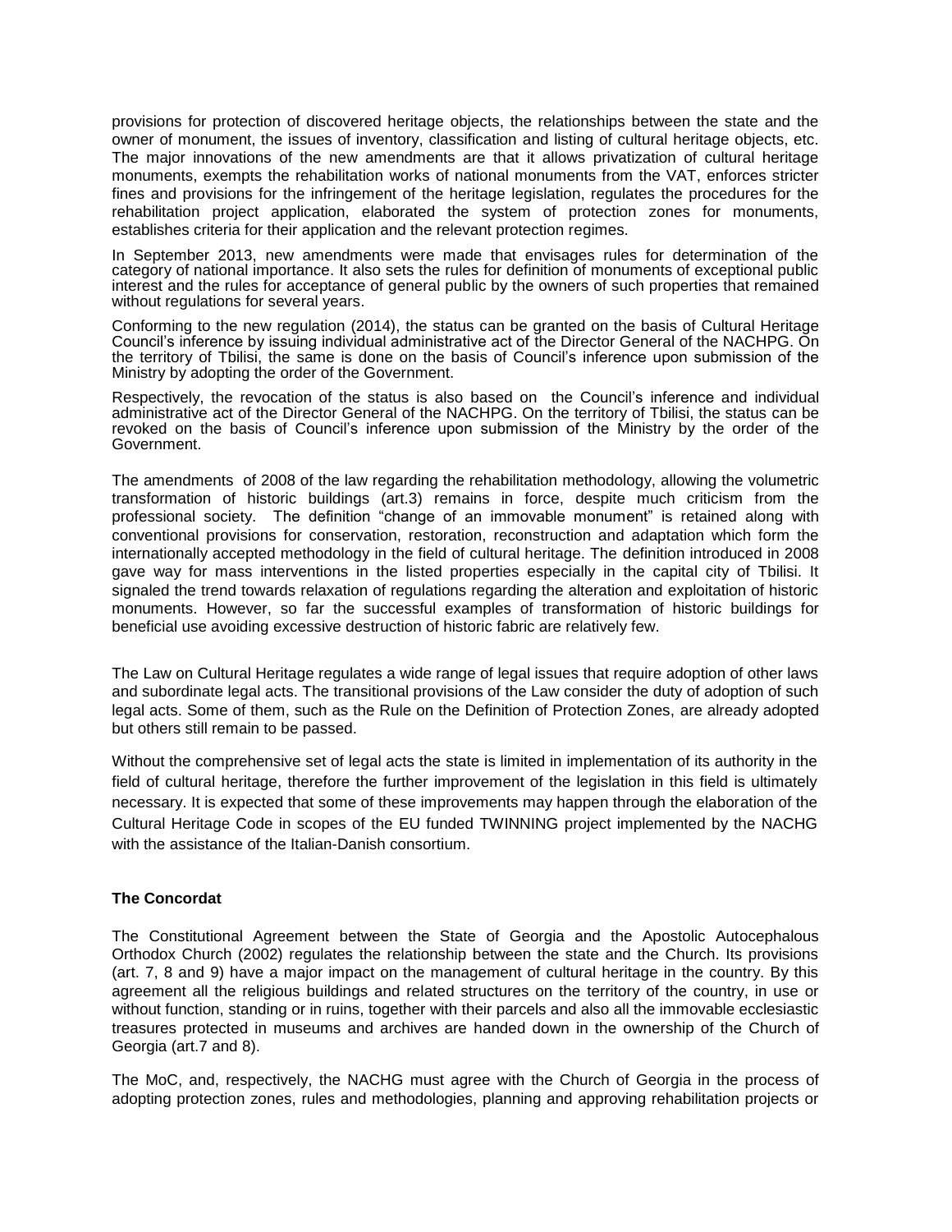provisions for protection of discovered heritage objects, the relationships between the state and the owner of monument, the issues of inventory, classification and listing of cultural heritage objects, etc. The major innovations of the new amendments are that it allows privatization of cultural heritage monuments, exempts the rehabilitation works of national monuments from the VAT, enforces stricter fines and provisions for the infringement of the heritage legislation, regulates the procedures for the rehabilitation project application, elaborated the system of protection zones for monuments, establishes criteria for their application and the relevant protection regimes.

In September 2013, new amendments were made that envisages rules for determination of the category of national importance. It also sets the rules for definition of monuments of exceptional public interest and the rules for acceptance of general public by the owners of such properties that remained without regulations for several years.

Conforming to the new regulation (2014), the status can be granted on the basis of Cultural Heritage Council's inference by issuing individual administrative act of the Director General of the NACHPG. On the territory of Tbilisi, the same is done on the basis of Council's inference upon submission of the Ministry by adopting the order of the Government.

Respectively, the revocation of the status is also based on the Council's inference and individual administrative act of the Director General of the NACHPG. On the territory of Tbilisi, the status can be revoked on the basis of Council's inference upon submission of the Ministry by the order of the Government.

The amendments of 2008 of the law regarding the rehabilitation methodology, allowing the volumetric transformation of historic buildings (art.3) remains in force, despite much criticism from the professional society. The definition "change of an immovable monument" is retained along with conventional provisions for conservation, restoration, reconstruction and adaptation which form the internationally accepted methodology in the field of cultural heritage. The definition introduced in 2008 gave way for mass interventions in the listed properties especially in the capital city of Tbilisi. It signaled the trend towards relaxation of regulations regarding the alteration and exploitation of historic monuments. However, so far the successful examples of transformation of historic buildings for beneficial use avoiding excessive destruction of historic fabric are relatively few.

The Law on Cultural Heritage regulates a wide range of legal issues that require adoption of other laws and subordinate legal acts. The transitional provisions of the Law consider the duty of adoption of such legal acts. Some of them, such as the Rule on the Definition of Protection Zones, are already adopted but others still remain to be passed.

Without the comprehensive set of legal acts the state is limited in implementation of its authority in the field of cultural heritage, therefore the further improvement of the legislation in this field is ultimately necessary. It is expected that some of these improvements may happen through the elaboration of the Cultural Heritage Code in scopes of the EU funded TWINNING project implemented by the NACHG with the assistance of the Italian-Danish consortium.

**The Concordat**

The Constitutional Agreement between the State of Georgia and the Apostolic Autocephalous Orthodox Church (2002) regulates the relationship between the state and the Church. Its provisions (art. 7, 8 and 9) have a major impact on the management of cultural heritage in the country. By this agreement all the religious buildings and related structures on the territory of the country, in use or without function, standing or in ruins, together with their parcels and also all the immovable ecclesiastic treasures protected in museums and archives are handed down in the ownership of the Church of Georgia (art.7 and 8).

The MoC, and, respectively, the NACHG must agree with the Church of Georgia in the process of adopting protection zones, rules and methodologies, planning and approving rehabilitation projects or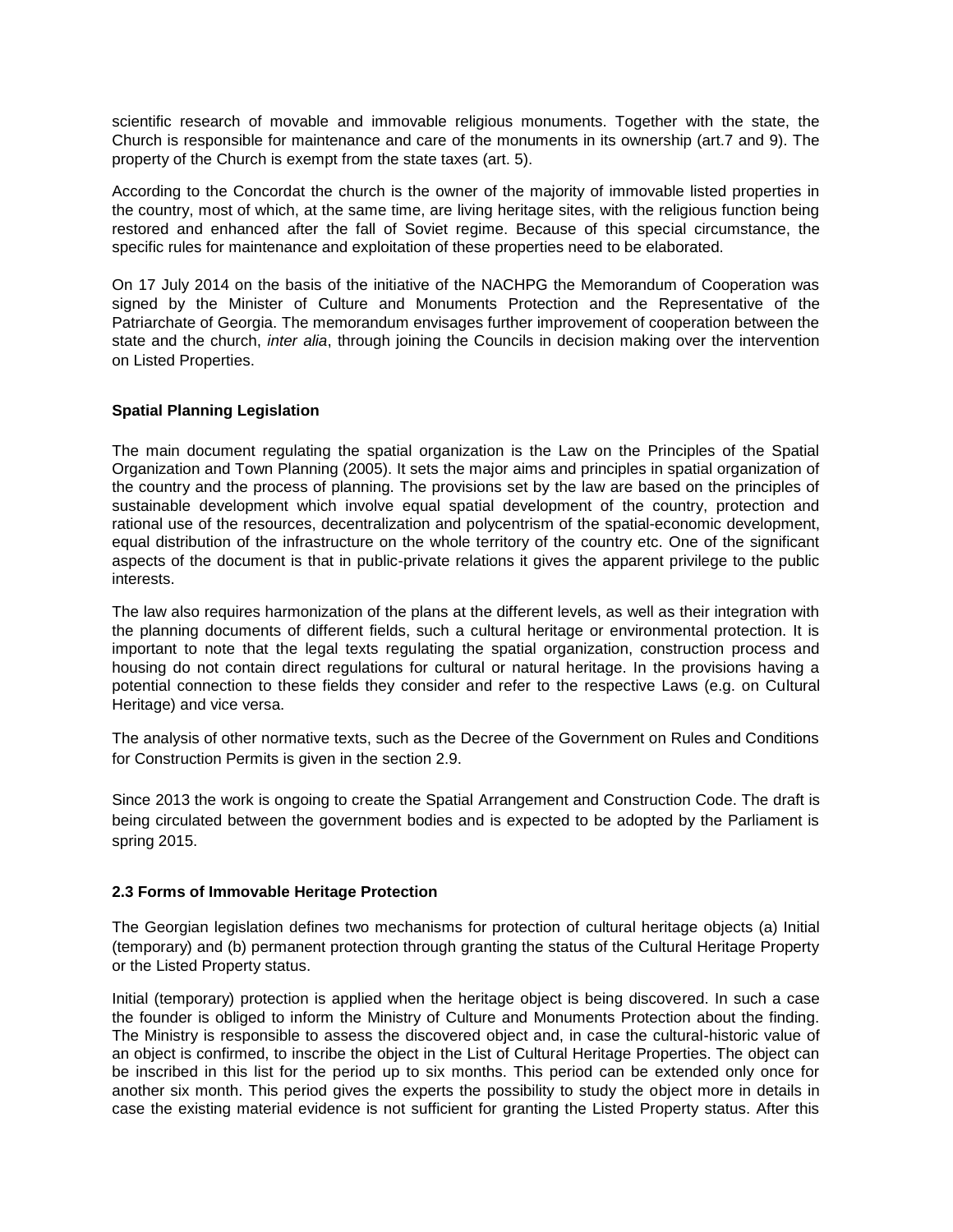scientific research of movable and immovable religious monuments. Together with the state, the Church is responsible for maintenance and care of the monuments in its ownership (art.7 and 9). The property of the Church is exempt from the state taxes (art. 5).

According to the Concordat the church is the owner of the majority of immovable listed properties in the country, most of which, at the same time, are living heritage sites, with the religious function being restored and enhanced after the fall of Soviet regime. Because of this special circumstance, the specific rules for maintenance and exploitation of these properties need to be elaborated.

On 17 July 2014 on the basis of the initiative of the NACHPG the Memorandum of Cooperation was signed by the Minister of Culture and Monuments Protection and the Representative of the Patriarchate of Georgia. The memorandum envisages further improvement of cooperation between the state and the church, *inter alia*, through joining the Councils in decision making over the intervention on Listed Properties.

**Spatial Planning Legislation**

The main document regulating the spatial organization is the Law on the Principles of the Spatial Organization and Town Planning (2005). It sets the major aims and principles in spatial organization of the country and the process of planning. The provisions set by the law are based on the principles of sustainable development which involve equal spatial development of the country, protection and rational use of the resources, decentralization and polycentrism of the spatial-economic development, equal distribution of the infrastructure on the whole territory of the country etc. One of the significant aspects of the document is that in public-private relations it gives the apparent privilege to the public interests.

The law also requires harmonization of the plans at the different levels, as well as their integration with the planning documents of different fields, such a cultural heritage or environmental protection. It is important to note that the legal texts regulating the spatial organization, construction process and housing do not contain direct regulations for cultural or natural heritage. In the provisions having a potential connection to these fields they consider and refer to the respective Laws (e.g. on Cultural Heritage) and vice versa.

The analysis of other normative texts, such as the Decree of the Government on Rules and Conditions for Construction Permits is given in the section 2.9.

Since 2013 the work is ongoing to create the Spatial Arrangement and Construction Code. The draft is being circulated between the government bodies and is expected to be adopted by the Parliament is spring 2015.

### 2.3 Forms of Immovable Heritage Protection

The Georgian legislation defines two mechanisms for protection of cultural heritage objects (a) Initial (temporary) and (b) permanent protection through granting the status of the Cultural Heritage Property or the Listed Property status.

Initial (temporary) protection is applied when the heritage object is being discovered. In such a case the founder is obliged to inform the Ministry of Culture and Monuments Protection about the finding. The Ministry is responsible to assess the discovered object and, in case the cultural-historic value of an object is confirmed, to inscribe the object in the List of Cultural Heritage Properties. The object can be inscribed in this list for the period up to six months. This period can be extended only once for another six month. This period gives the experts the possibility to study the object more in details in case the existing material evidence is not sufficient for granting the Listed Property status. After this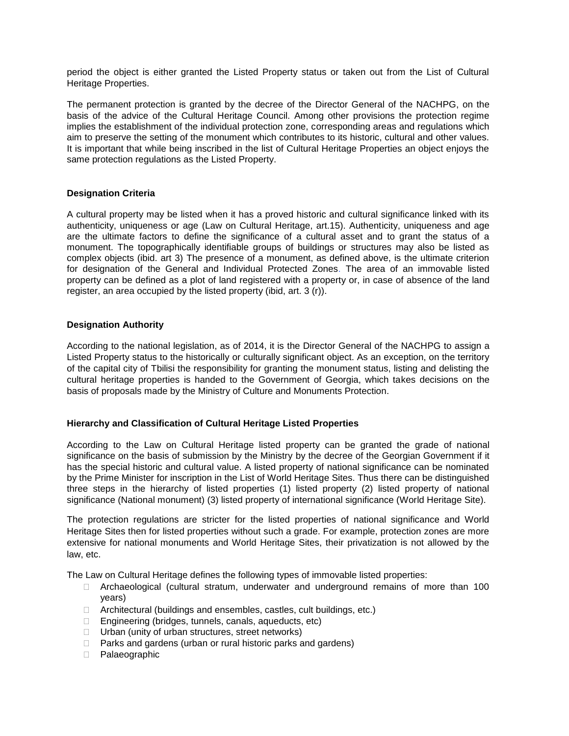period the object is either granted the Listed Property status or taken out from the List of Cultural Heritage Properties.

The permanent protection is granted by the decree of the Director General of the NACHPG, on the basis of the advice of the Cultural Heritage Council. Among other provisions the protection regime implies the establishment of the individual protection zone, corresponding areas and regulations which aim to preserve the setting of the monument which contributes to its historic, cultural and other values. It is important that while being inscribed in the list of Cultural Heritage Properties an object enjoys the same protection regulations as the Listed Property.

**Designation Criteria**

A cultural property may be listed when it has a proved historic and cultural significance linked with its authenticity, uniqueness or age (Law on Cultural Heritage, art.15). Authenticity, uniqueness and age are the ultimate factors to define the significance of a cultural asset and to grant the status of a monument. The topographically identifiable groups of buildings or structures may also be listed as complex objects (ibid. art 3) The presence of a monument, as defined above, is the ultimate criterion for designation of the General and Individual Protected Zones. The area of an immovable listed property can be defined as a plot of land registered with a property or, in case of absence of the land register, an area occupied by the listed property (ibid, art. 3 (r)).

**Designation Authority**

According to the national legislation, as of 2014, it is the Director General of the NACHPG to assign a Listed Property status to the historically or culturally significant object. As an exception, on the territory of the capital city of Tbilisi the responsibility for granting the monument status, listing and delisting the cultural heritage properties is handed to the Government of Georgia, which takes decisions on the basis of proposals made by the Ministry of Culture and Monuments Protection.

**Hierarchy and Classification of Cultural Heritage Listed Properties**

According to the Law on Cultural Heritage listed property can be granted the grade of national significance on the basis of submission by the Ministry by the decree of the Georgian Government if it has the special historic and cultural value. A listed property of national significance can be nominated by the Prime Minister for inscription in the List of World Heritage Sites. Thus there can be distinguished three steps in the hierarchy of listed properties (1) listed property (2) listed property of national significance (National monument) (3) listed property of international significance (World Heritage Site).

The protection regulations are stricter for the listed properties of national significance and World Heritage Sites then for listed properties without such a grade. For example, protection zones are more extensive for national monuments and World Heritage Sites, their privatization is not allowed by the law, etc.

The Law on Cultural Heritage defines the following types of immovable listed properties:

- Archaeological (cultural stratum, underwater and underground remains of more than 100 years)
- Architectural (buildings and ensembles, castles, cult buildings, etc.)
- Engineering (bridges, tunnels, canals, aqueducts, etc)
- Urban (unity of urban structures, street networks)
- Parks and gardens (urban or rural historic parks and gardens)
- Palaeographic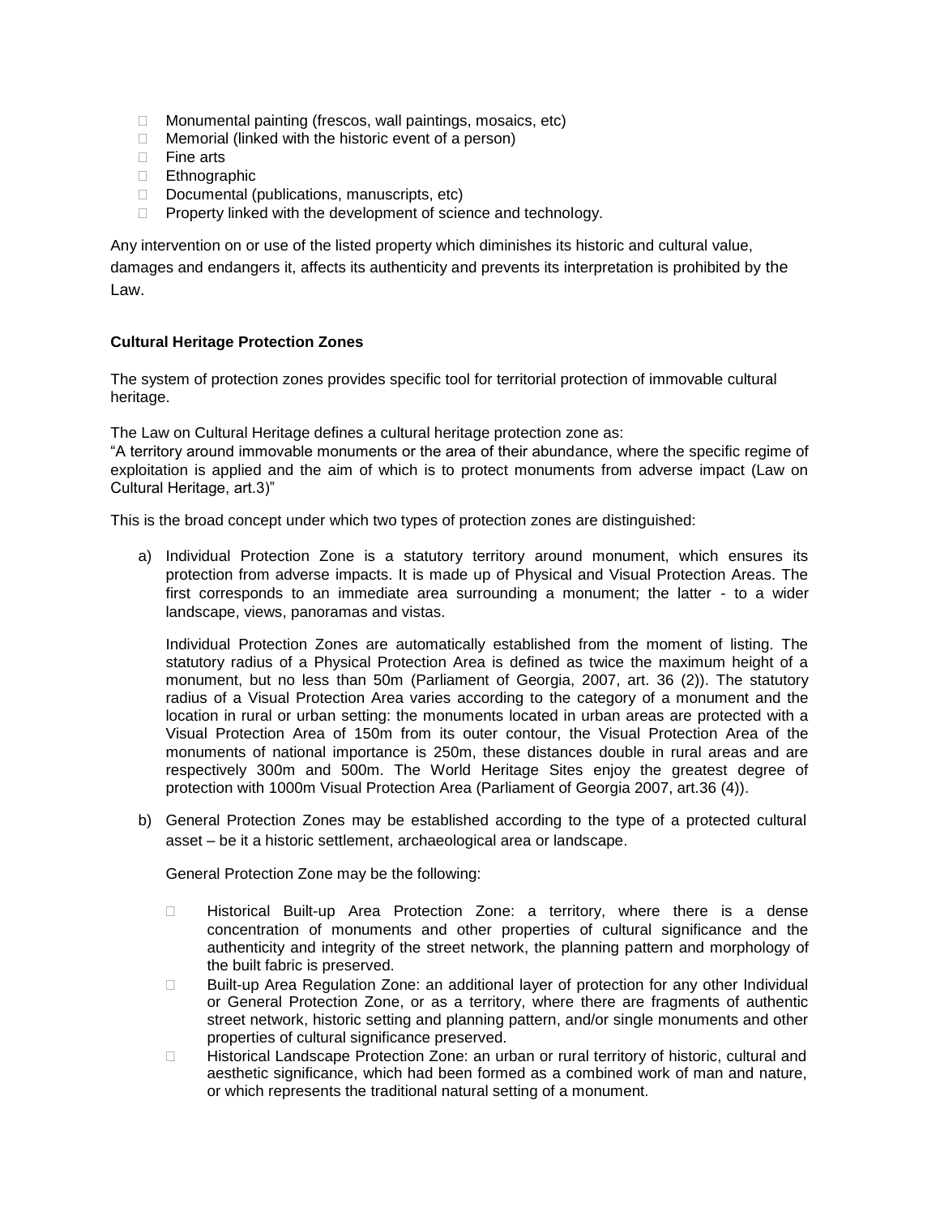- Monumental painting (frescos, wall paintings, mosaics, etc)
- Memorial (linked with the historic event of a person)
- Fine arts
- Ethnographic
- Documental (publications, manuscripts, etc)
- Property linked with the development of science and technology.

Any intervention on or use of the listed property which diminishes its historic and cultural value, damages and endangers it, affects its authenticity and prevents its interpretation is prohibited by the Law.

**Cultural Heritage Protection Zones**

The system of protection zones provides specific tool for territorial protection of immovable cultural heritage.

The Law on Cultural Heritage defines a cultural heritage protection zone as:
"A territory around immovable monuments or the area of their abundance, where the specific regime of exploitation is applied and the aim of which is to protect monuments from adverse impact (Law on Cultural Heritage, art.3)"

This is the broad concept under which two types of protection zones are distinguished:

a) Individual Protection Zone is a statutory territory around monument, which ensures its protection from adverse impacts. It is made up of Physical and Visual Protection Areas. The first corresponds to an immediate area surrounding a monument; the latter - to a wider landscape, views, panoramas and vistas.

   Individual Protection Zones are automatically established from the moment of listing. The statutory radius of a Physical Protection Area is defined as twice the maximum height of a monument, but no less than 50m (Parliament of Georgia, 2007, art. 36 (2)). The statutory radius of a Visual Protection Area varies according to the category of a monument and the location in rural or urban setting: the monuments located in urban areas are protected with a Visual Protection Area of 150m from its outer contour, the Visual Protection Area of the monuments of national importance is 250m, these distances double in rural areas and are respectively 300m and 500m. The World Heritage Sites enjoy the greatest degree of protection with 1000m Visual Protection Area (Parliament of Georgia 2007, art.36 (4)).

b) General Protection Zones may be established according to the type of a protected cultural asset – be it a historic settlement, archaeological area or landscape.

   General Protection Zone may be the following:

   - Historical Built-up Area Protection Zone: a territory, where there is a dense concentration of monuments and other properties of cultural significance and the authenticity and integrity of the street network, the planning pattern and morphology of the built fabric is preserved.
   - Built-up Area Regulation Zone: an additional layer of protection for any other Individual or General Protection Zone, or as a territory, where there are fragments of authentic street network, historic setting and planning pattern, and/or single monuments and other properties of cultural significance preserved.
   - Historical Landscape Protection Zone: an urban or rural territory of historic, cultural and aesthetic significance, which had been formed as a combined work of man and nature, or which represents the traditional natural setting of a monument.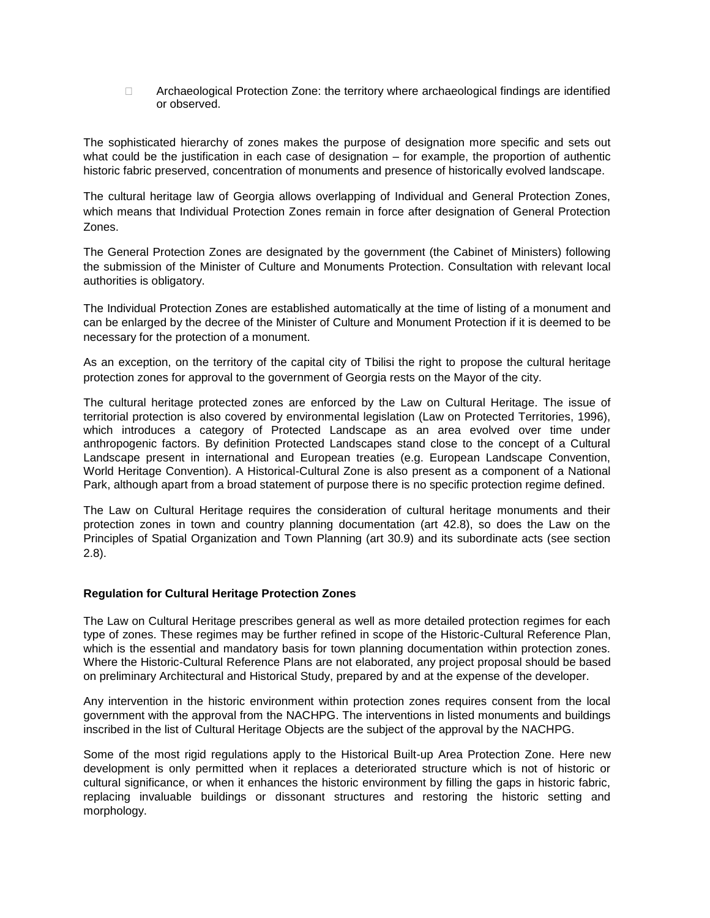- Archaeological Protection Zone: the territory where archaeological findings are identified or observed.

The sophisticated hierarchy of zones makes the purpose of designation more specific and sets out what could be the justification in each case of designation – for example, the proportion of authentic historic fabric preserved, concentration of monuments and presence of historically evolved landscape.

The cultural heritage law of Georgia allows overlapping of Individual and General Protection Zones, which means that Individual Protection Zones remain in force after designation of General Protection Zones.

The General Protection Zones are designated by the government (the Cabinet of Ministers) following the submission of the Minister of Culture and Monuments Protection. Consultation with relevant local authorities is obligatory.

The Individual Protection Zones are established automatically at the time of listing of a monument and can be enlarged by the decree of the Minister of Culture and Monument Protection if it is deemed to be necessary for the protection of a monument.

As an exception, on the territory of the capital city of Tbilisi the right to propose the cultural heritage protection zones for approval to the government of Georgia rests on the Mayor of the city.

The cultural heritage protected zones are enforced by the Law on Cultural Heritage. The issue of territorial protection is also covered by environmental legislation (Law on Protected Territories, 1996), which introduces a category of Protected Landscape as an area evolved over time under anthropogenic factors. By definition Protected Landscapes stand close to the concept of a Cultural Landscape present in international and European treaties (e.g. European Landscape Convention, World Heritage Convention). A Historical-Cultural Zone is also present as a component of a National Park, although apart from a broad statement of purpose there is no specific protection regime defined.

The Law on Cultural Heritage requires the consideration of cultural heritage monuments and their protection zones in town and country planning documentation (art 42.8), so does the Law on the Principles of Spatial Organization and Town Planning (art 30.9) and its subordinate acts (see section 2.8).

**Regulation for Cultural Heritage Protection Zones**

The Law on Cultural Heritage prescribes general as well as more detailed protection regimes for each type of zones. These regimes may be further refined in scope of the Historic-Cultural Reference Plan, which is the essential and mandatory basis for town planning documentation within protection zones. Where the Historic-Cultural Reference Plans are not elaborated, any project proposal should be based on preliminary Architectural and Historical Study, prepared by and at the expense of the developer.

Any intervention in the historic environment within protection zones requires consent from the local government with the approval from the NACHPG. The interventions in listed monuments and buildings inscribed in the list of Cultural Heritage Objects are the subject of the approval by the NACHPG.

Some of the most rigid regulations apply to the Historical Built-up Area Protection Zone. Here new development is only permitted when it replaces a deteriorated structure which is not of historic or cultural significance, or when it enhances the historic environment by filling the gaps in historic fabric, replacing invaluable buildings or dissonant structures and restoring the historic setting and morphology.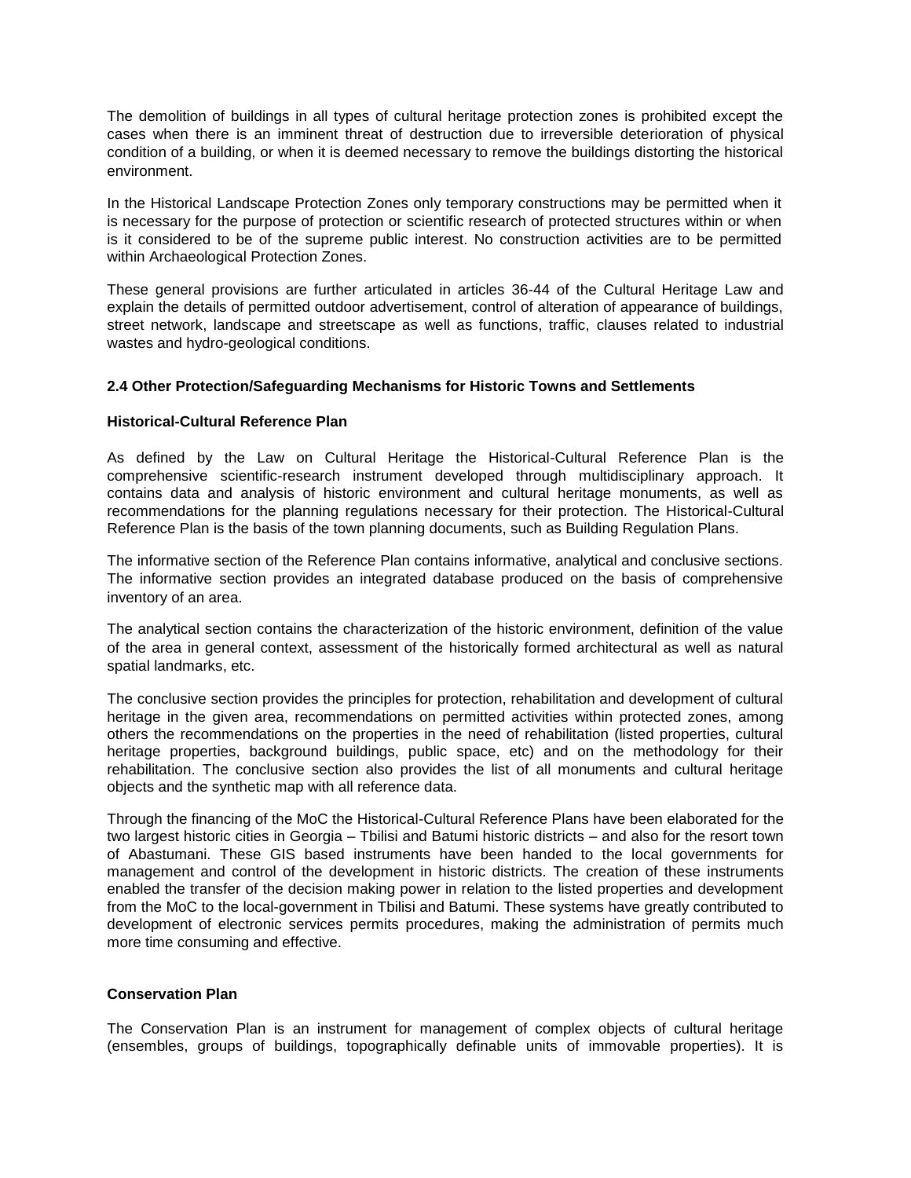The demolition of buildings in all types of cultural heritage protection zones is prohibited except the cases when there is an imminent threat of destruction due to irreversible deterioration of physical condition of a building, or when it is deemed necessary to remove the buildings distorting the historical environment.

In the Historical Landscape Protection Zones only temporary constructions may be permitted when it is necessary for the purpose of protection or scientific research of protected structures within or when is it considered to be of the supreme public interest. No construction activities are to be permitted within Archaeological Protection Zones.

These general provisions are further articulated in articles 36-44 of the Cultural Heritage Law and explain the details of permitted outdoor advertisement, control of alteration of appearance of buildings, street network, landscape and streetscape as well as functions, traffic, clauses related to industrial wastes and hydro-geological conditions.

### 2.4 Other Protection/Safeguarding Mechanisms for Historic Towns and Settlements

#### Historical-Cultural Reference Plan

As defined by the Law on Cultural Heritage the Historical-Cultural Reference Plan is the comprehensive scientific-research instrument developed through multidisciplinary approach. It contains data and analysis of historic environment and cultural heritage monuments, as well as recommendations for the planning regulations necessary for their protection. The Historical-Cultural Reference Plan is the basis of the town planning documents, such as Building Regulation Plans.

The informative section of the Reference Plan contains informative, analytical and conclusive sections. The informative section provides an integrated database produced on the basis of comprehensive inventory of an area.

The analytical section contains the characterization of the historic environment, definition of the value of the area in general context, assessment of the historically formed architectural as well as natural spatial landmarks, etc.

The conclusive section provides the principles for protection, rehabilitation and development of cultural heritage in the given area, recommendations on permitted activities within protected zones, among others the recommendations on the properties in the need of rehabilitation (listed properties, cultural heritage properties, background buildings, public space, etc) and on the methodology for their rehabilitation. The conclusive section also provides the list of all monuments and cultural heritage objects and the synthetic map with all reference data.

Through the financing of the MoC the Historical-Cultural Reference Plans have been elaborated for the two largest historic cities in Georgia – Tbilisi and Batumi historic districts – and also for the resort town of Abastumani. These GIS based instruments have been handed to the local governments for management and control of the development in historic districts. The creation of these instruments enabled the transfer of the decision making power in relation to the listed properties and development from the MoC to the local-government in Tbilisi and Batumi. These systems have greatly contributed to development of electronic services permits procedures, making the administration of permits much more time consuming and effective.

#### Conservation Plan

The Conservation Plan is an instrument for management of complex objects of cultural heritage (ensembles, groups of buildings, topographically definable units of immovable properties). It is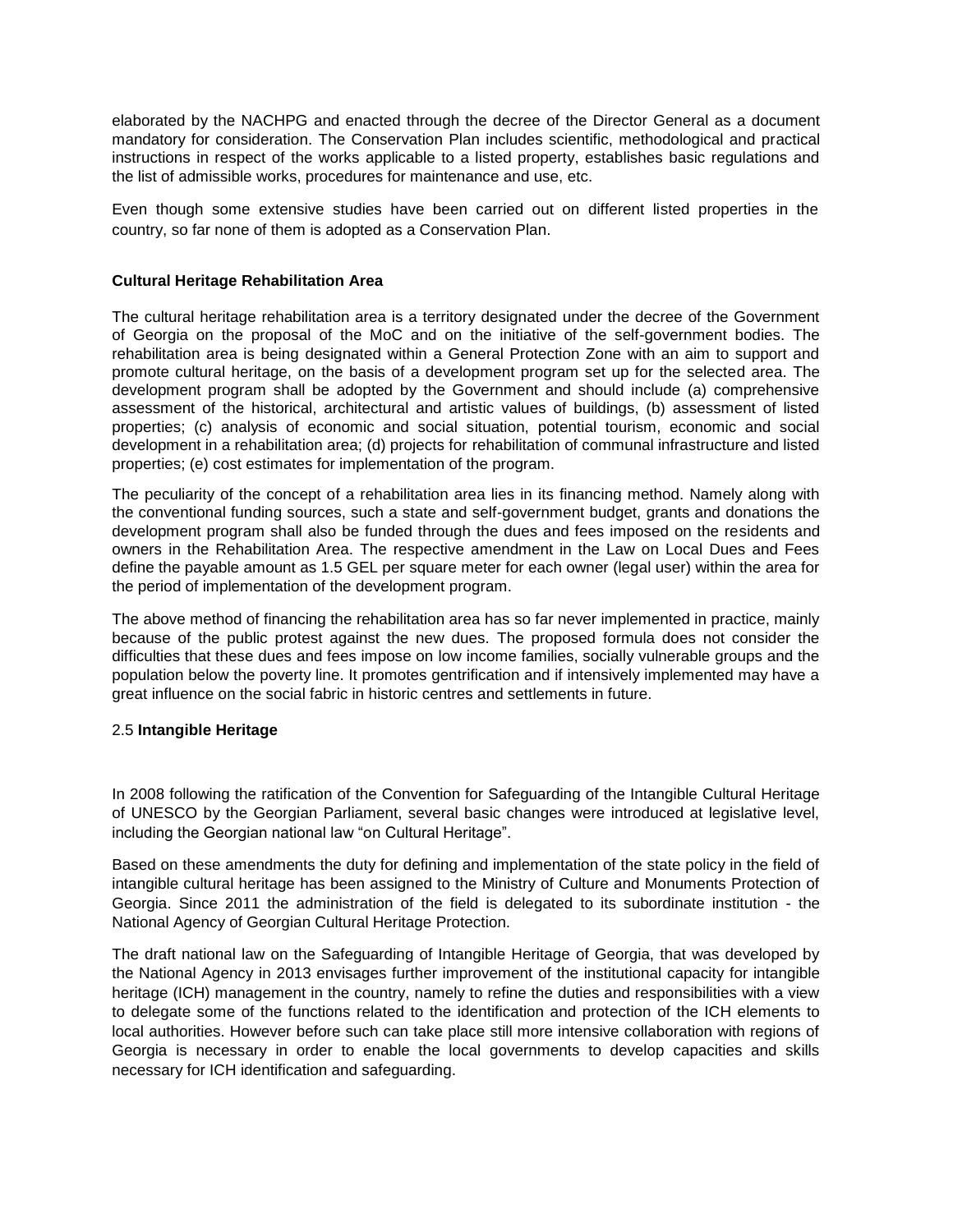elaborated by the NACHPG and enacted through the decree of the Director General as a document mandatory for consideration. The Conservation Plan includes scientific, methodological and practical instructions in respect of the works applicable to a listed property, establishes basic regulations and the list of admissible works, procedures for maintenance and use, etc.

Even though some extensive studies have been carried out on different listed properties in the country, so far none of them is adopted as a Conservation Plan.

**Cultural Heritage Rehabilitation Area**

The cultural heritage rehabilitation area is a territory designated under the decree of the Government of Georgia on the proposal of the MoC and on the initiative of the self-government bodies. The rehabilitation area is being designated within a General Protection Zone with an aim to support and promote cultural heritage, on the basis of a development program set up for the selected area. The development program shall be adopted by the Government and should include (a) comprehensive assessment of the historical, architectural and artistic values of buildings, (b) assessment of listed properties; (c) analysis of economic and social situation, potential tourism, economic and social development in a rehabilitation area; (d) projects for rehabilitation of communal infrastructure and listed properties; (e) cost estimates for implementation of the program.

The peculiarity of the concept of a rehabilitation area lies in its financing method. Namely along with the conventional funding sources, such a state and self-government budget, grants and donations the development program shall also be funded through the dues and fees imposed on the residents and owners in the Rehabilitation Area. The respective amendment in the Law on Local Dues and Fees define the payable amount as 1.5 GEL per square meter for each owner (legal user) within the area for the period of implementation of the development program.

The above method of financing the rehabilitation area has so far never implemented in practice, mainly because of the public protest against the new dues. The proposed formula does not consider the difficulties that these dues and fees impose on low income families, socially vulnerable groups and the population below the poverty line. It promotes gentrification and if intensively implemented may have a great influence on the social fabric in historic centres and settlements in future.

### 2.5 **Intangible Heritage**

In 2008 following the ratification of the Convention for Safeguarding of the Intangible Cultural Heritage of UNESCO by the Georgian Parliament, several basic changes were introduced at legislative level, including the Georgian national law "on Cultural Heritage".

Based on these amendments the duty for defining and implementation of the state policy in the field of intangible cultural heritage has been assigned to the Ministry of Culture and Monuments Protection of Georgia. Since 2011 the administration of the field is delegated to its subordinate institution - the National Agency of Georgian Cultural Heritage Protection.

The draft national law on the Safeguarding of Intangible Heritage of Georgia, that was developed by the National Agency in 2013 envisages further improvement of the institutional capacity for intangible heritage (ICH) management in the country, namely to refine the duties and responsibilities with a view to delegate some of the functions related to the identification and protection of the ICH elements to local authorities. However before such can take place still more intensive collaboration with regions of Georgia is necessary in order to enable the local governments to develop capacities and skills necessary for ICH identification and safeguarding.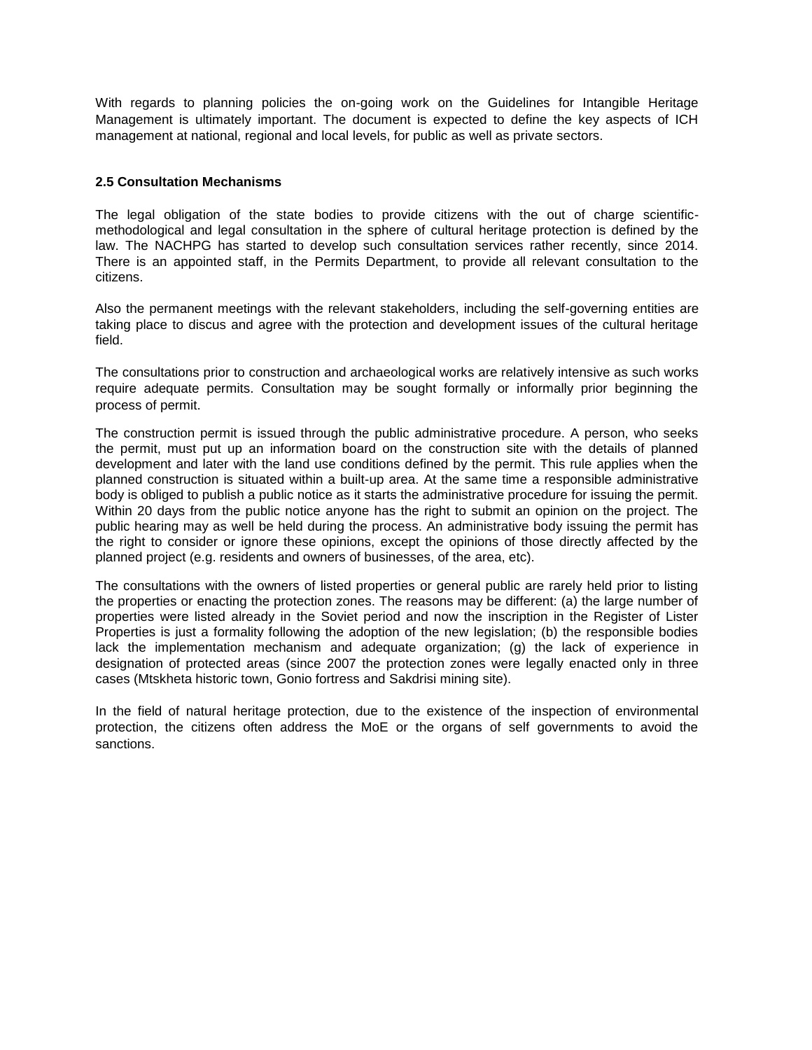With regards to planning policies the on-going work on the Guidelines for Intangible Heritage Management is ultimately important. The document is expected to define the key aspects of ICH management at national, regional and local levels, for public as well as private sectors.

### 2.5 Consultation Mechanisms

The legal obligation of the state bodies to provide citizens with the out of charge scientific-methodological and legal consultation in the sphere of cultural heritage protection is defined by the law. The NACHPG has started to develop such consultation services rather recently, since 2014. There is an appointed staff, in the Permits Department, to provide all relevant consultation to the citizens.

Also the permanent meetings with the relevant stakeholders, including the self-governing entities are taking place to discus and agree with the protection and development issues of the cultural heritage field.

The consultations prior to construction and archaeological works are relatively intensive as such works require adequate permits. Consultation may be sought formally or informally prior beginning the process of permit.

The construction permit is issued through the public administrative procedure. A person, who seeks the permit, must put up an information board on the construction site with the details of planned development and later with the land use conditions defined by the permit. This rule applies when the planned construction is situated within a built-up area. At the same time a responsible administrative body is obliged to publish a public notice as it starts the administrative procedure for issuing the permit. Within 20 days from the public notice anyone has the right to submit an opinion on the project. The public hearing may as well be held during the process. An administrative body issuing the permit has the right to consider or ignore these opinions, except the opinions of those directly affected by the planned project (e.g. residents and owners of businesses, of the area, etc).

The consultations with the owners of listed properties or general public are rarely held prior to listing the properties or enacting the protection zones. The reasons may be different: (a) the large number of properties were listed already in the Soviet period and now the inscription in the Register of Lister Properties is just a formality following the adoption of the new legislation; (b) the responsible bodies lack the implementation mechanism and adequate organization; (g) the lack of experience in designation of protected areas (since 2007 the protection zones were legally enacted only in three cases (Mtskheta historic town, Gonio fortress and Sakdrisi mining site).

In the field of natural heritage protection, due to the existence of the inspection of environmental protection, the citizens often address the MoE or the organs of self governments to avoid the sanctions.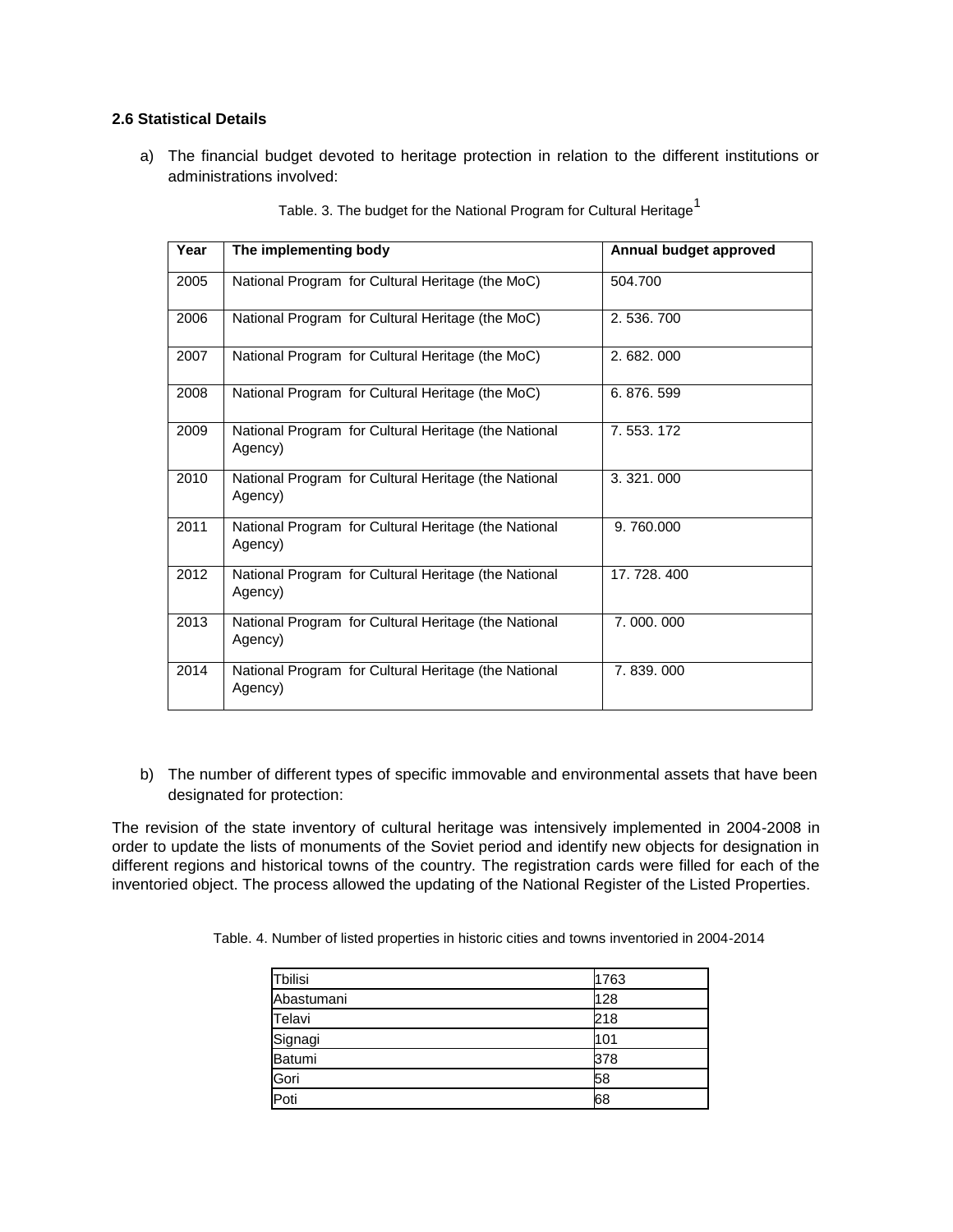**2.6 Statistical Details**

a) The financial budget devoted to heritage protection in relation to the different institutions or administrations involved:

Table. 3. The budget for the National Program for Cultural Heritage[1]

| Year | The implementing body | Annual budget approved |
|---|---|---|
| 2005 | National Program for Cultural Heritage (the MoC) | 504.700 |
| 2006 | National Program for Cultural Heritage (the MoC) | 2. 536. 700 |
| 2007 | National Program for Cultural Heritage (the MoC) | 2. 682. 000 |
| 2008 | National Program for Cultural Heritage (the MoC) | 6. 876. 599 |
| 2009 | National Program for Cultural Heritage (the National Agency) | 7. 553. 172 |
| 2010 | National Program for Cultural Heritage (the National Agency) | 3. 321. 000 |
| 2011 | National Program for Cultural Heritage (the National Agency) | 9. 760.000 |
| 2012 | National Program for Cultural Heritage (the National Agency) | 17. 728. 400 |
| 2013 | National Program for Cultural Heritage (the National Agency) | 7. 000. 000 |
| 2014 | National Program for Cultural Heritage (the National Agency) | 7. 839. 000 |

b) The number of different types of specific immovable and environmental assets that have been designated for protection:

The revision of the state inventory of cultural heritage was intensively implemented in 2004-2008 in order to update the lists of monuments of the Soviet period and identify new objects for designation in different regions and historical towns of the country. The registration cards were filled for each of the inventoried object. The process allowed the updating of the National Register of the Listed Properties.

Table. 4. Number of listed properties in historic cities and towns inventoried in 2004-2014

| | |
|---|---|
| Tbilisi | 1763 |
| Abastumani | 128 |
| Telavi | 218 |
| Signagi | 101 |
| Batumi | 378 |
| Gori | 58 |
| Poti | 68 |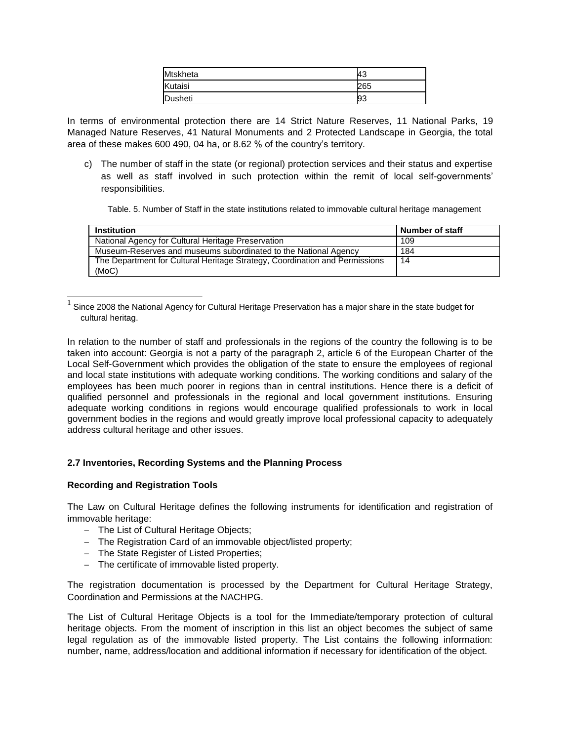| Mtskheta | 43 |
| --- | --- |
| Kutaisi | 265 |
| Dusheti | 93 |

In terms of environmental protection there are 14 Strict Nature Reserves, 11 National Parks, 19 Managed Nature Reserves, 41 Natural Monuments and 2 Protected Landscape in Georgia, the total area of these makes 600 490, 04 ha, or 8.62 % of the country's territory.

c) The number of staff in the state (or regional) protection services and their status and expertise as well as staff involved in such protection within the remit of local self-governments' responsibilities.

Table. 5. Number of Staff in the state institutions related to immovable cultural heritage management

| Institution | Number of staff |
| --- | --- |
| National Agency for Cultural Heritage Preservation | 109 |
| Museum-Reserves and museums subordinated to the National Agency | 184 |
| The Department for Cultural Heritage Strategy, Coordination and Permissions (MoC) | 14 |

[1] Since 2008 the National Agency for Cultural Heritage Preservation has a major share in the state budget for cultural heritag.

In relation to the number of staff and professionals in the regions of the country the following is to be taken into account: Georgia is not a party of the paragraph 2, article 6 of the European Charter of the Local Self-Government which provides the obligation of the state to ensure the employees of regional and local state institutions with adequate working conditions. The working conditions and salary of the employees has been much poorer in regions than in central institutions. Hence there is a deficit of qualified personnel and professionals in the regional and local government institutions. Ensuring adequate working conditions in regions would encourage qualified professionals to work in local government bodies in the regions and would greatly improve local professional capacity to adequately address cultural heritage and other issues.

### 2.7 Inventories, Recording Systems and the Planning Process

#### Recording and Registration Tools

The Law on Cultural Heritage defines the following instruments for identification and registration of immovable heritage:

- The List of Cultural Heritage Objects;
- The Registration Card of an immovable object/listed property;
- The State Register of Listed Properties;
- The certificate of immovable listed property.

The registration documentation is processed by the Department for Cultural Heritage Strategy, Coordination and Permissions at the NACHPG.

The List of Cultural Heritage Objects is a tool for the Immediate/temporary protection of cultural heritage objects. From the moment of inscription in this list an object becomes the subject of same legal regulation as of the immovable listed property. The List contains the following information: number, name, address/location and additional information if necessary for identification of the object.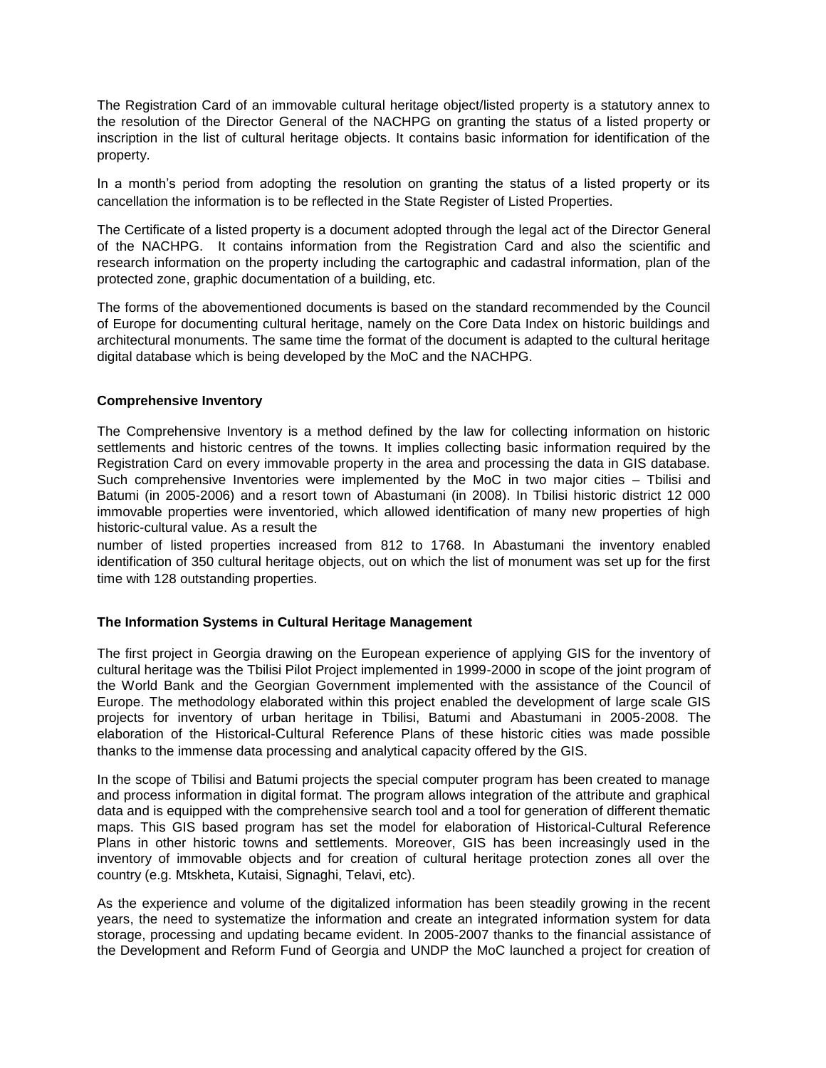The Registration Card of an immovable cultural heritage object/listed property is a statutory annex to the resolution of the Director General of the NACHPG on granting the status of a listed property or inscription in the list of cultural heritage objects. It contains basic information for identification of the property.

In a month's period from adopting the resolution on granting the status of a listed property or its cancellation the information is to be reflected in the State Register of Listed Properties.

The Certificate of a listed property is a document adopted through the legal act of the Director General of the NACHPG. It contains information from the Registration Card and also the scientific and research information on the property including the cartographic and cadastral information, plan of the protected zone, graphic documentation of a building, etc.

The forms of the abovementioned documents is based on the standard recommended by the Council of Europe for documenting cultural heritage, namely on the Core Data Index on historic buildings and architectural monuments. The same time the format of the document is adapted to the cultural heritage digital database which is being developed by the MoC and the NACHPG.

**Comprehensive Inventory**

The Comprehensive Inventory is a method defined by the law for collecting information on historic settlements and historic centres of the towns. It implies collecting basic information required by the Registration Card on every immovable property in the area and processing the data in GIS database. Such comprehensive Inventories were implemented by the MoC in two major cities – Tbilisi and Batumi (in 2005-2006) and a resort town of Abastumani (in 2008). In Tbilisi historic district 12 000 immovable properties were inventoried, which allowed identification of many new properties of high historic-cultural value. As a result the number of listed properties increased from 812 to 1768. In Abastumani the inventory enabled identification of 350 cultural heritage objects, out on which the list of monument was set up for the first time with 128 outstanding properties.

**The Information Systems in Cultural Heritage Management**

The first project in Georgia drawing on the European experience of applying GIS for the inventory of cultural heritage was the Tbilisi Pilot Project implemented in 1999-2000 in scope of the joint program of the World Bank and the Georgian Government implemented with the assistance of the Council of Europe. The methodology elaborated within this project enabled the development of large scale GIS projects for inventory of urban heritage in Tbilisi, Batumi and Abastumani in 2005-2008. The elaboration of the Historical-Cultural Reference Plans of these historic cities was made possible thanks to the immense data processing and analytical capacity offered by the GIS.

In the scope of Tbilisi and Batumi projects the special computer program has been created to manage and process information in digital format. The program allows integration of the attribute and graphical data and is equipped with the comprehensive search tool and a tool for generation of different thematic maps. This GIS based program has set the model for elaboration of Historical-Cultural Reference Plans in other historic towns and settlements. Moreover, GIS has been increasingly used in the inventory of immovable objects and for creation of cultural heritage protection zones all over the country (e.g. Mtskheta, Kutaisi, Signaghi, Telavi, etc).

As the experience and volume of the digitalized information has been steadily growing in the recent years, the need to systematize the information and create an integrated information system for data storage, processing and updating became evident. In 2005-2007 thanks to the financial assistance of the Development and Reform Fund of Georgia and UNDP the MoC launched a project for creation of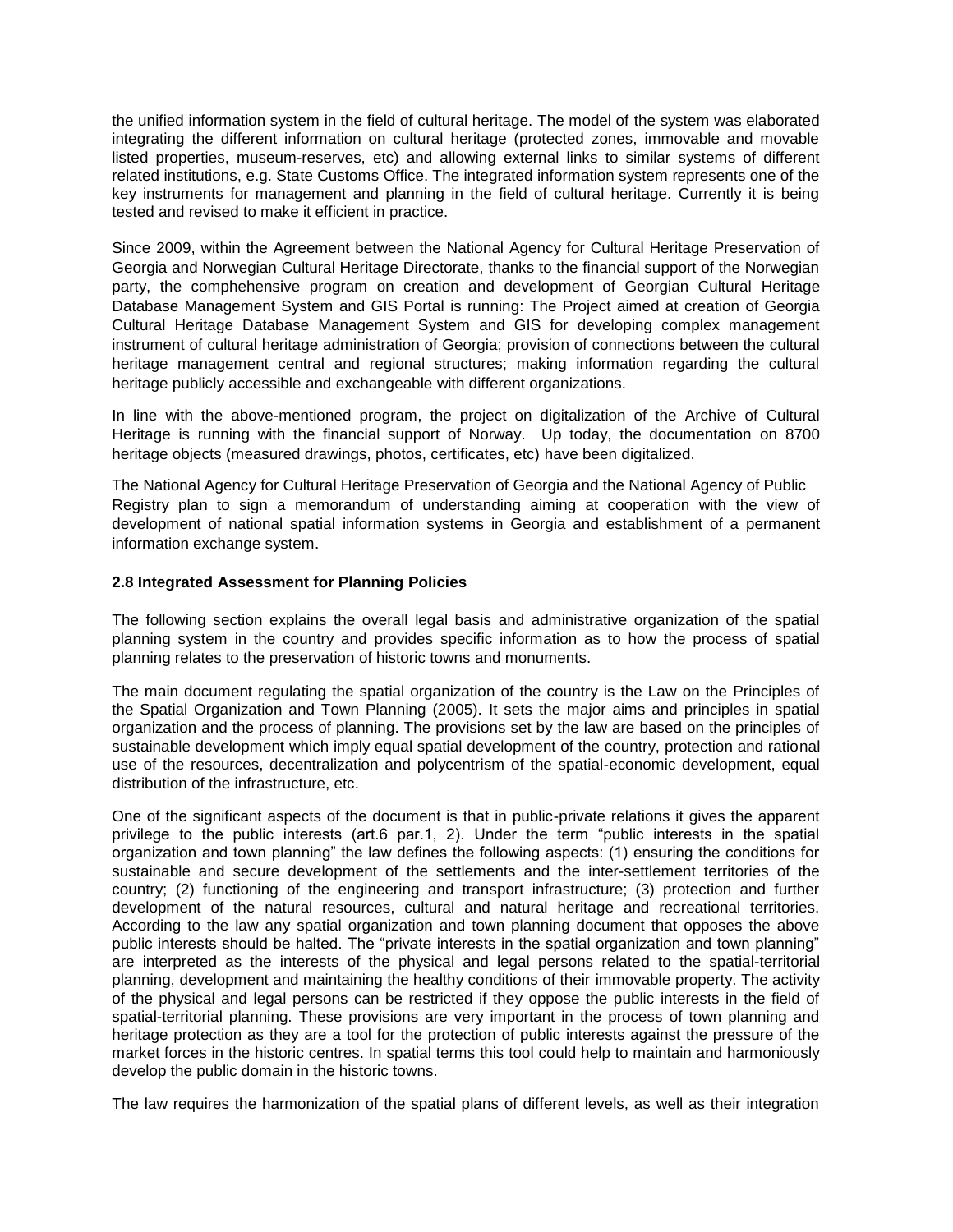the unified information system in the field of cultural heritage. The model of the system was elaborated integrating the different information on cultural heritage (protected zones, immovable and movable listed properties, museum-reserves, etc) and allowing external links to similar systems of different related institutions, e.g. State Customs Office. The integrated information system represents one of the key instruments for management and planning in the field of cultural heritage. Currently it is being tested and revised to make it efficient in practice.

Since 2009, within the Agreement between the National Agency for Cultural Heritage Preservation of Georgia and Norwegian Cultural Heritage Directorate, thanks to the financial support of the Norwegian party, the comphehensive program on creation and development of Georgian Cultural Heritage Database Management System and GIS Portal is running: The Project aimed at creation of Georgia Cultural Heritage Database Management System and GIS for developing complex management instrument of cultural heritage administration of Georgia; provision of connections between the cultural heritage management central and regional structures; making information regarding the cultural heritage publicly accessible and exchangeable with different organizations.

In line with the above-mentioned program, the project on digitalization of the Archive of Cultural Heritage is running with the financial support of Norway. Up today, the documentation on 8700 heritage objects (measured drawings, photos, certificates, etc) have been digitalized.

The National Agency for Cultural Heritage Preservation of Georgia and the National Agency of Public Registry plan to sign a memorandum of understanding aiming at cooperation with the view of development of national spatial information systems in Georgia and establishment of a permanent information exchange system.

**2.8 Integrated Assessment for Planning Policies**

The following section explains the overall legal basis and administrative organization of the spatial planning system in the country and provides specific information as to how the process of spatial planning relates to the preservation of historic towns and monuments.

The main document regulating the spatial organization of the country is the Law on the Principles of the Spatial Organization and Town Planning (2005). It sets the major aims and principles in spatial organization and the process of planning. The provisions set by the law are based on the principles of sustainable development which imply equal spatial development of the country, protection and rational use of the resources, decentralization and polycentrism of the spatial-economic development, equal distribution of the infrastructure, etc.

One of the significant aspects of the document is that in public-private relations it gives the apparent privilege to the public interests (art.6 par.1, 2). Under the term "public interests in the spatial organization and town planning" the law defines the following aspects: (1) ensuring the conditions for sustainable and secure development of the settlements and the inter-settlement territories of the country; (2) functioning of the engineering and transport infrastructure; (3) protection and further development of the natural resources, cultural and natural heritage and recreational territories. According to the law any spatial organization and town planning document that opposes the above public interests should be halted. The "private interests in the spatial organization and town planning" are interpreted as the interests of the physical and legal persons related to the spatial-territorial planning, development and maintaining the healthy conditions of their immovable property. The activity of the physical and legal persons can be restricted if they oppose the public interests in the field of spatial-territorial planning. These provisions are very important in the process of town planning and heritage protection as they are a tool for the protection of public interests against the pressure of the market forces in the historic centres. In spatial terms this tool could help to maintain and harmoniously develop the public domain in the historic towns.

The law requires the harmonization of the spatial plans of different levels, as well as their integration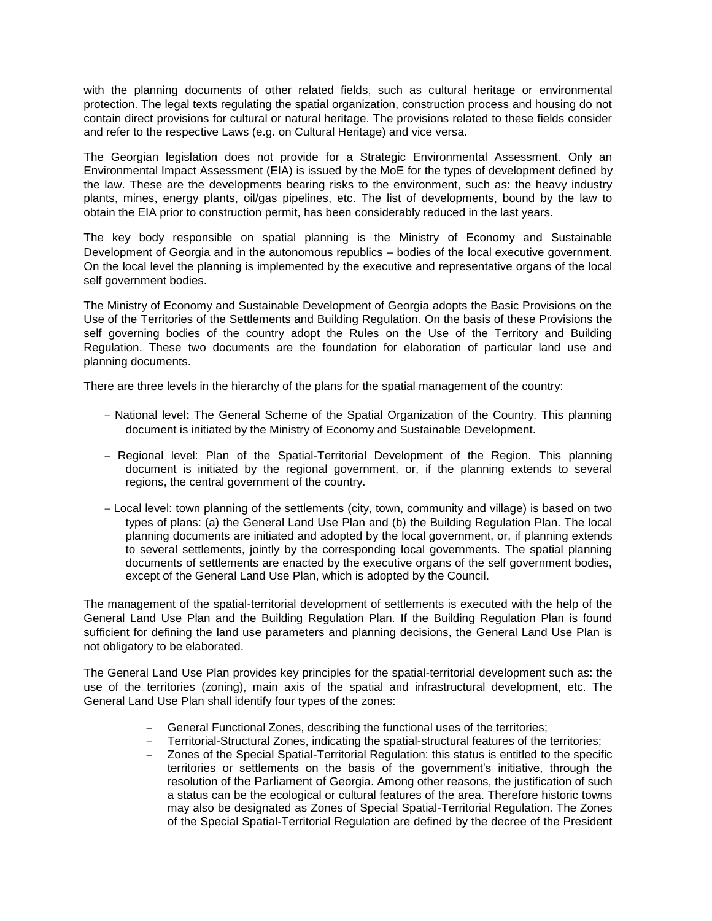with the planning documents of other related fields, such as cultural heritage or environmental protection. The legal texts regulating the spatial organization, construction process and housing do not contain direct provisions for cultural or natural heritage. The provisions related to these fields consider and refer to the respective Laws (e.g. on Cultural Heritage) and vice versa.

The Georgian legislation does not provide for a Strategic Environmental Assessment. Only an Environmental Impact Assessment (EIA) is issued by the MoE for the types of development defined by the law. These are the developments bearing risks to the environment, such as: the heavy industry plants, mines, energy plants, oil/gas pipelines, etc. The list of developments, bound by the law to obtain the EIA prior to construction permit, has been considerably reduced in the last years.

The key body responsible on spatial planning is the Ministry of Economy and Sustainable Development of Georgia and in the autonomous republics – bodies of the local executive government. On the local level the planning is implemented by the executive and representative organs of the local self government bodies.

The Ministry of Economy and Sustainable Development of Georgia adopts the Basic Provisions on the Use of the Territories of the Settlements and Building Regulation. On the basis of these Provisions the self governing bodies of the country adopt the Rules on the Use of the Territory and Building Regulation. These two documents are the foundation for elaboration of particular land use and planning documents.

There are three levels in the hierarchy of the plans for the spatial management of the country:

- National level**:** The General Scheme of the Spatial Organization of the Country. This planning document is initiated by the Ministry of Economy and Sustainable Development.
- Regional level: Plan of the Spatial-Territorial Development of the Region. This planning document is initiated by the regional government, or, if the planning extends to several regions, the central government of the country.
- Local level: town planning of the settlements (city, town, community and village) is based on two types of plans: (a) the General Land Use Plan and (b) the Building Regulation Plan. The local planning documents are initiated and adopted by the local government, or, if planning extends to several settlements, jointly by the corresponding local governments. The spatial planning documents of settlements are enacted by the executive organs of the self government bodies, except of the General Land Use Plan, which is adopted by the Council.

The management of the spatial-territorial development of settlements is executed with the help of the General Land Use Plan and the Building Regulation Plan. If the Building Regulation Plan is found sufficient for defining the land use parameters and planning decisions, the General Land Use Plan is not obligatory to be elaborated.

The General Land Use Plan provides key principles for the spatial-territorial development such as: the use of the territories (zoning), main axis of the spatial and infrastructural development, etc. The General Land Use Plan shall identify four types of the zones:

- General Functional Zones, describing the functional uses of the territories;
- Territorial-Structural Zones, indicating the spatial-structural features of the territories;
- Zones of the Special Spatial-Territorial Regulation: this status is entitled to the specific territories or settlements on the basis of the government's initiative, through the resolution of the Parliament of Georgia. Among other reasons, the justification of such a status can be the ecological or cultural features of the area. Therefore historic towns may also be designated as Zones of Special Spatial-Territorial Regulation. The Zones of the Special Spatial-Territorial Regulation are defined by the decree of the President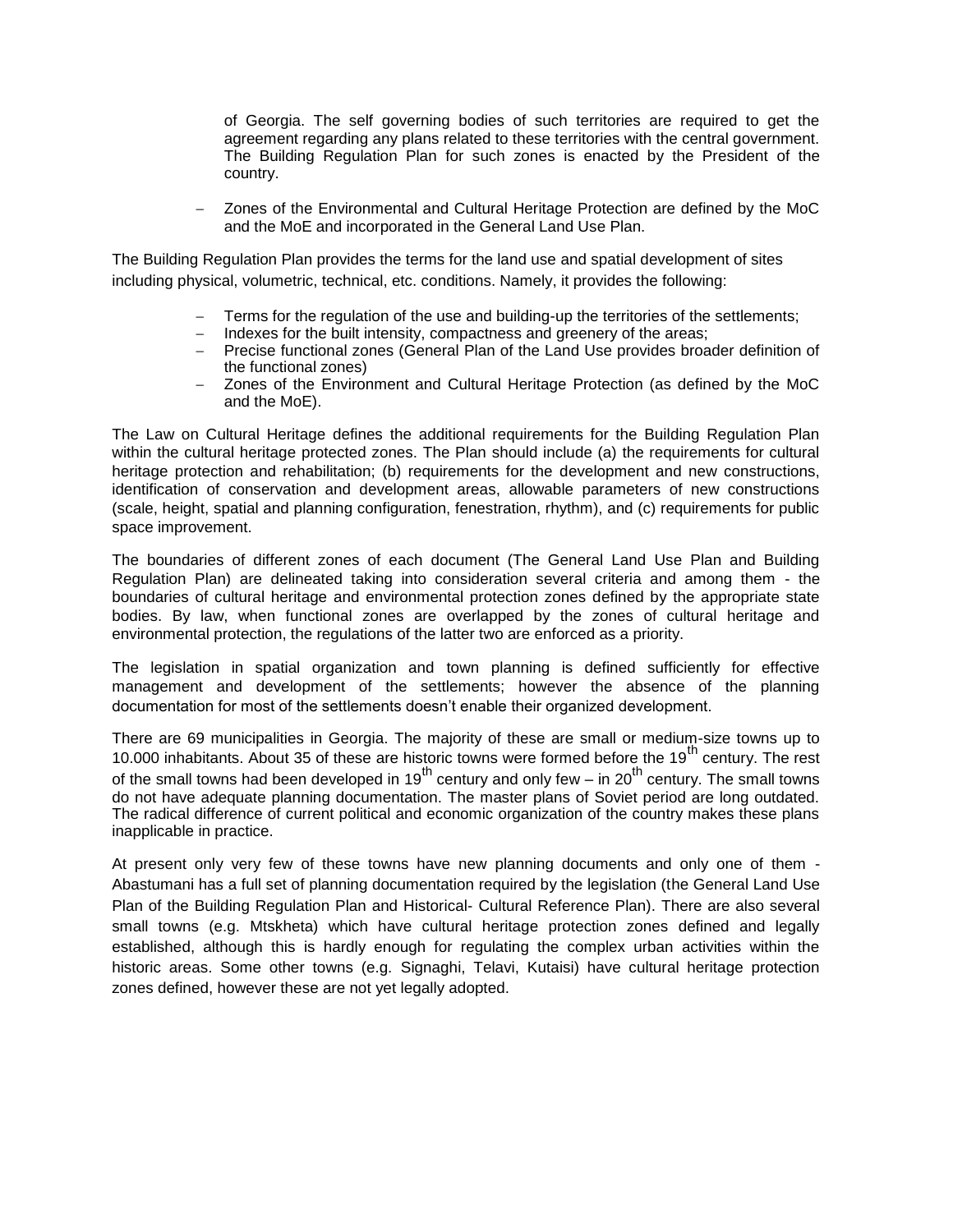of Georgia. The self governing bodies of such territories are required to get the agreement regarding any plans related to these territories with the central government. The Building Regulation Plan for such zones is enacted by the President of the country.

- Zones of the Environmental and Cultural Heritage Protection are defined by the MoC and the MoE and incorporated in the General Land Use Plan.

The Building Regulation Plan provides the terms for the land use and spatial development of sites including physical, volumetric, technical, etc. conditions. Namely, it provides the following:

- Terms for the regulation of the use and building-up the territories of the settlements;
- Indexes for the built intensity, compactness and greenery of the areas;
- Precise functional zones (General Plan of the Land Use provides broader definition of the functional zones)
- Zones of the Environment and Cultural Heritage Protection (as defined by the MoC and the MoE).

The Law on Cultural Heritage defines the additional requirements for the Building Regulation Plan within the cultural heritage protected zones. The Plan should include (a) the requirements for cultural heritage protection and rehabilitation; (b) requirements for the development and new constructions, identification of conservation and development areas, allowable parameters of new constructions (scale, height, spatial and planning configuration, fenestration, rhythm), and (c) requirements for public space improvement.

The boundaries of different zones of each document (The General Land Use Plan and Building Regulation Plan) are delineated taking into consideration several criteria and among them - the boundaries of cultural heritage and environmental protection zones defined by the appropriate state bodies. By law, when functional zones are overlapped by the zones of cultural heritage and environmental protection, the regulations of the latter two are enforced as a priority.

The legislation in spatial organization and town planning is defined sufficiently for effective management and development of the settlements; however the absence of the planning documentation for most of the settlements doesn't enable their organized development.

There are 69 municipalities in Georgia. The majority of these are small or medium-size towns up to 10.000 inhabitants. About 35 of these are historic towns were formed before the 19th century. The rest of the small towns had been developed in 19th century and only few – in 20th century. The small towns do not have adequate planning documentation. The master plans of Soviet period are long outdated. The radical difference of current political and economic organization of the country makes these plans inapplicable in practice.

At present only very few of these towns have new planning documents and only one of them - Abastumani has a full set of planning documentation required by the legislation (the General Land Use Plan of the Building Regulation Plan and Historical- Cultural Reference Plan). There are also several small towns (e.g. Mtskheta) which have cultural heritage protection zones defined and legally established, although this is hardly enough for regulating the complex urban activities within the historic areas. Some other towns (e.g. Signaghi, Telavi, Kutaisi) have cultural heritage protection zones defined, however these are not yet legally adopted.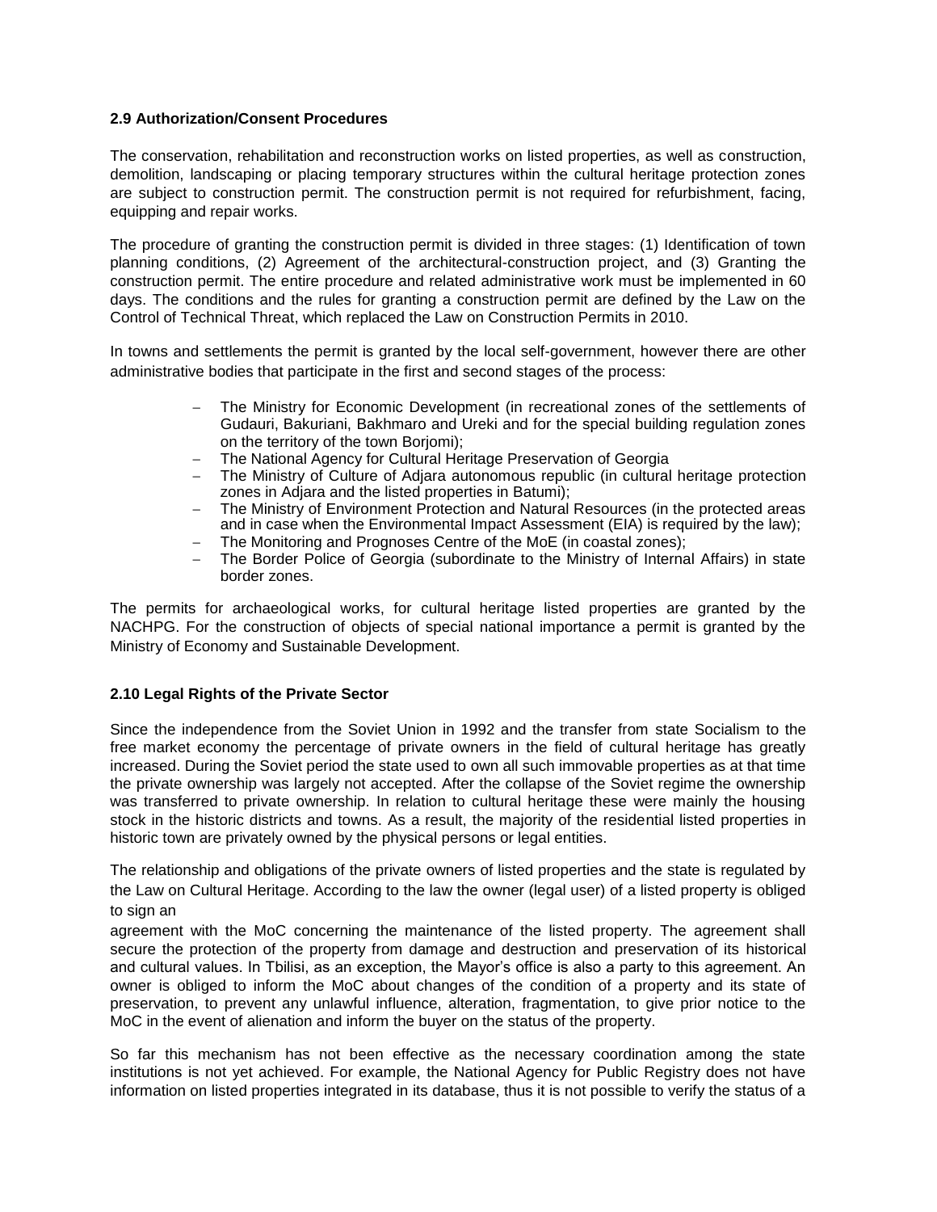### 2.9 Authorization/Consent Procedures

The conservation, rehabilitation and reconstruction works on listed properties, as well as construction, demolition, landscaping or placing temporary structures within the cultural heritage protection zones are subject to construction permit. The construction permit is not required for refurbishment, facing, equipping and repair works.

The procedure of granting the construction permit is divided in three stages: (1) Identification of town planning conditions, (2) Agreement of the architectural-construction project, and (3) Granting the construction permit. The entire procedure and related administrative work must be implemented in 60 days. The conditions and the rules for granting a construction permit are defined by the Law on the Control of Technical Threat, which replaced the Law on Construction Permits in 2010.

In towns and settlements the permit is granted by the local self-government, however there are other administrative bodies that participate in the first and second stages of the process:

- The Ministry for Economic Development (in recreational zones of the settlements of Gudauri, Bakuriani, Bakhmaro and Ureki and for the special building regulation zones on the territory of the town Borjomi);
- The National Agency for Cultural Heritage Preservation of Georgia
- The Ministry of Culture of Adjara autonomous republic (in cultural heritage protection zones in Adjara and the listed properties in Batumi);
- The Ministry of Environment Protection and Natural Resources (in the protected areas and in case when the Environmental Impact Assessment (EIA) is required by the law);
- The Monitoring and Prognoses Centre of the MoE (in coastal zones);
- The Border Police of Georgia (subordinate to the Ministry of Internal Affairs) in state border zones.

The permits for archaeological works, for cultural heritage listed properties are granted by the NACHPG. For the construction of objects of special national importance a permit is granted by the Ministry of Economy and Sustainable Development.

### 2.10 Legal Rights of the Private Sector

Since the independence from the Soviet Union in 1992 and the transfer from state Socialism to the free market economy the percentage of private owners in the field of cultural heritage has greatly increased. During the Soviet period the state used to own all such immovable properties as at that time the private ownership was largely not accepted. After the collapse of the Soviet regime the ownership was transferred to private ownership. In relation to cultural heritage these were mainly the housing stock in the historic districts and towns. As a result, the majority of the residential listed properties in historic town are privately owned by the physical persons or legal entities.

The relationship and obligations of the private owners of listed properties and the state is regulated by the Law on Cultural Heritage. According to the law the owner (legal user) of a listed property is obliged to sign an agreement with the MoC concerning the maintenance of the listed property. The agreement shall secure the protection of the property from damage and destruction and preservation of its historical and cultural values. In Tbilisi, as an exception, the Mayor's office is also a party to this agreement. An owner is obliged to inform the MoC about changes of the condition of a property and its state of preservation, to prevent any unlawful influence, alteration, fragmentation, to give prior notice to the MoC in the event of alienation and inform the buyer on the status of the property.

So far this mechanism has not been effective as the necessary coordination among the state institutions is not yet achieved. For example, the National Agency for Public Registry does not have information on listed properties integrated in its database, thus it is not possible to verify the status of a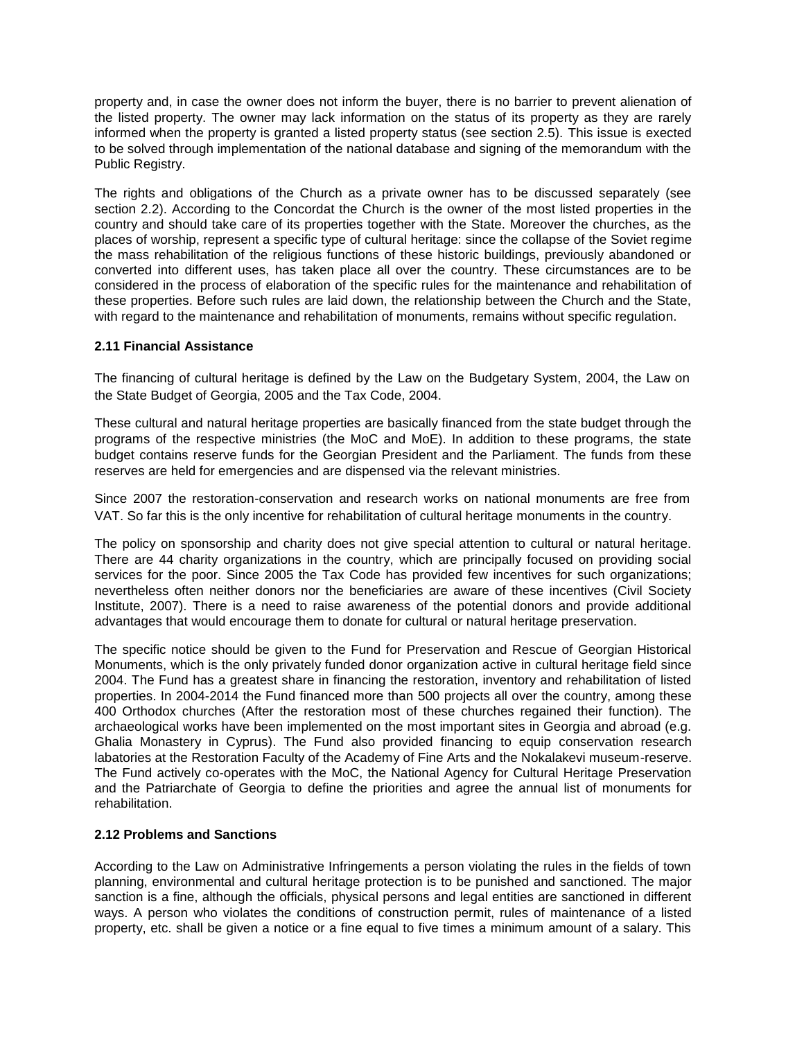property and, in case the owner does not inform the buyer, there is no barrier to prevent alienation of the listed property. The owner may lack information on the status of its property as they are rarely informed when the property is granted a listed property status (see section 2.5). This issue is exected to be solved through implementation of the national database and signing of the memorandum with the Public Registry.

The rights and obligations of the Church as a private owner has to be discussed separately (see section 2.2). According to the Concordat the Church is the owner of the most listed properties in the country and should take care of its properties together with the State. Moreover the churches, as the places of worship, represent a specific type of cultural heritage: since the collapse of the Soviet regime the mass rehabilitation of the religious functions of these historic buildings, previously abandoned or converted into different uses, has taken place all over the country. These circumstances are to be considered in the process of elaboration of the specific rules for the maintenance and rehabilitation of these properties. Before such rules are laid down, the relationship between the Church and the State, with regard to the maintenance and rehabilitation of monuments, remains without specific regulation.

### 2.11 Financial Assistance

The financing of cultural heritage is defined by the Law on the Budgetary System, 2004, the Law on the State Budget of Georgia, 2005 and the Tax Code, 2004.

These cultural and natural heritage properties are basically financed from the state budget through the programs of the respective ministries (the MoC and MoE). In addition to these programs, the state budget contains reserve funds for the Georgian President and the Parliament. The funds from these reserves are held for emergencies and are dispensed via the relevant ministries.

Since 2007 the restoration-conservation and research works on national monuments are free from VAT. So far this is the only incentive for rehabilitation of cultural heritage monuments in the country.

The policy on sponsorship and charity does not give special attention to cultural or natural heritage. There are 44 charity organizations in the country, which are principally focused on providing social services for the poor. Since 2005 the Tax Code has provided few incentives for such organizations; nevertheless often neither donors nor the beneficiaries are aware of these incentives (Civil Society Institute, 2007). There is a need to raise awareness of the potential donors and provide additional advantages that would encourage them to donate for cultural or natural heritage preservation.

The specific notice should be given to the Fund for Preservation and Rescue of Georgian Historical Monuments, which is the only privately funded donor organization active in cultural heritage field since 2004. The Fund has a greatest share in financing the restoration, inventory and rehabilitation of listed properties. In 2004-2014 the Fund financed more than 500 projects all over the country, among these 400 Orthodox churches (After the restoration most of these churches regained their function). The archaeological works have been implemented on the most important sites in Georgia and abroad (e.g. Ghalia Monastery in Cyprus). The Fund also provided financing to equip conservation research labatories at the Restoration Faculty of the Academy of Fine Arts and the Nokalakevi museum-reserve. The Fund actively co-operates with the MoC, the National Agency for Cultural Heritage Preservation and the Patriarchate of Georgia to define the priorities and agree the annual list of monuments for rehabilitation.

### 2.12 Problems and Sanctions

According to the Law on Administrative Infringements a person violating the rules in the fields of town planning, environmental and cultural heritage protection is to be punished and sanctioned. The major sanction is a fine, although the officials, physical persons and legal entities are sanctioned in different ways. A person who violates the conditions of construction permit, rules of maintenance of a listed property, etc. shall be given a notice or a fine equal to five times a minimum amount of a salary. This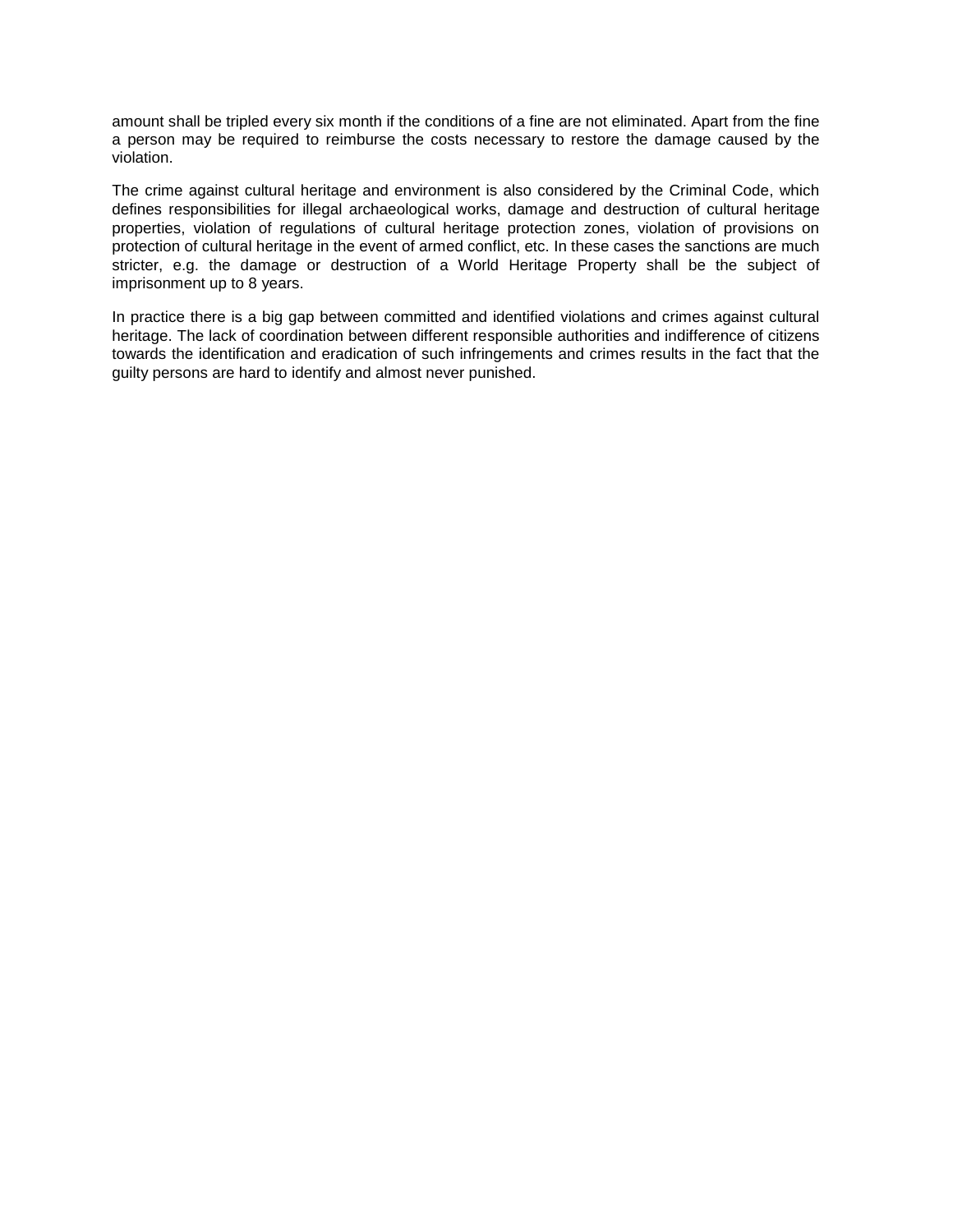amount shall be tripled every six month if the conditions of a fine are not eliminated. Apart from the fine a person may be required to reimburse the costs necessary to restore the damage caused by the violation.

The crime against cultural heritage and environment is also considered by the Criminal Code, which defines responsibilities for illegal archaeological works, damage and destruction of cultural heritage properties, violation of regulations of cultural heritage protection zones, violation of provisions on protection of cultural heritage in the event of armed conflict, etc. In these cases the sanctions are much stricter, e.g. the damage or destruction of a World Heritage Property shall be the subject of imprisonment up to 8 years.

In practice there is a big gap between committed and identified violations and crimes against cultural heritage. The lack of coordination between different responsible authorities and indifference of citizens towards the identification and eradication of such infringements and crimes results in the fact that the guilty persons are hard to identify and almost never punished.